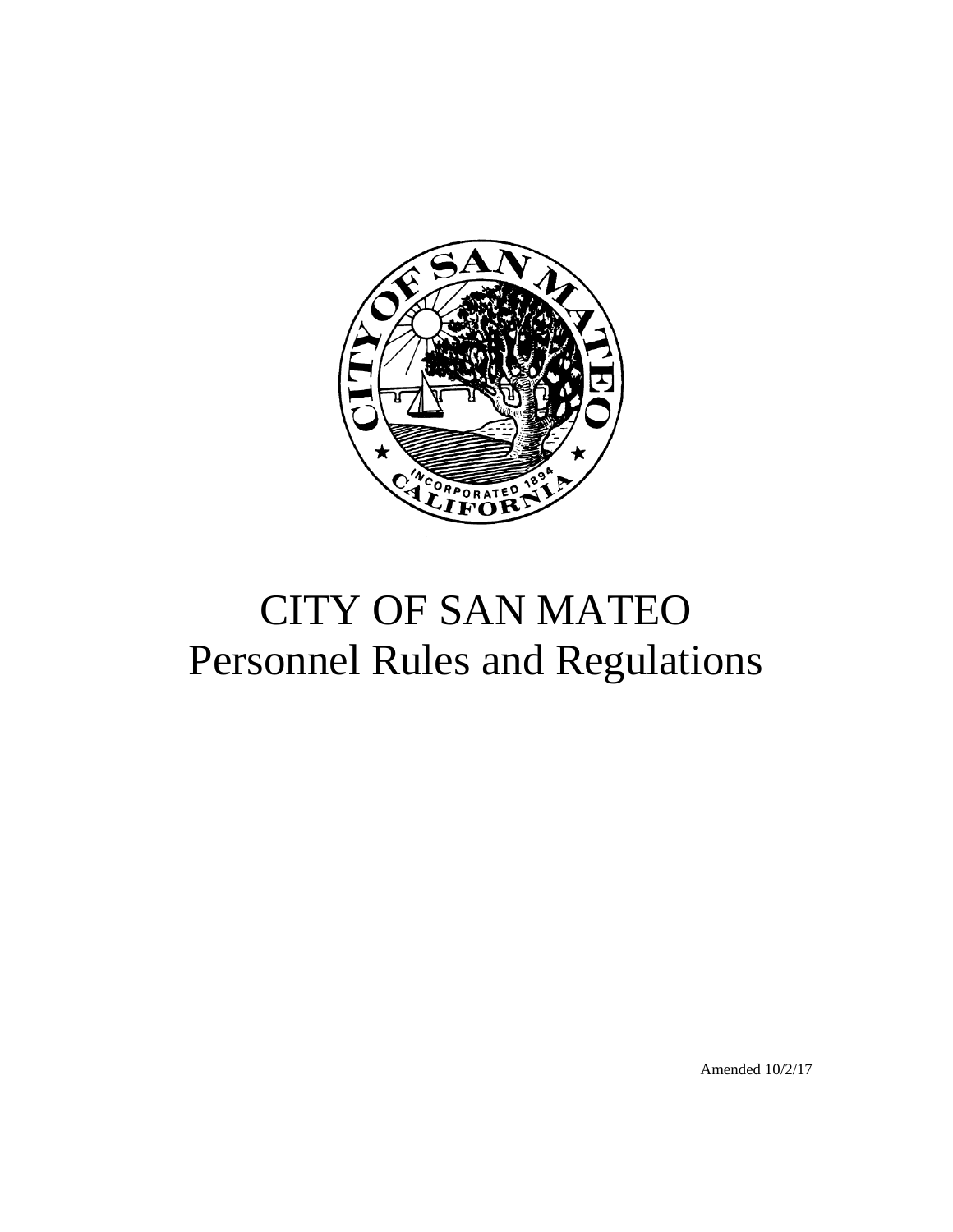# CITY OF SAN MATEO
## Personnel Rules and Regulations

Amended 10/2/17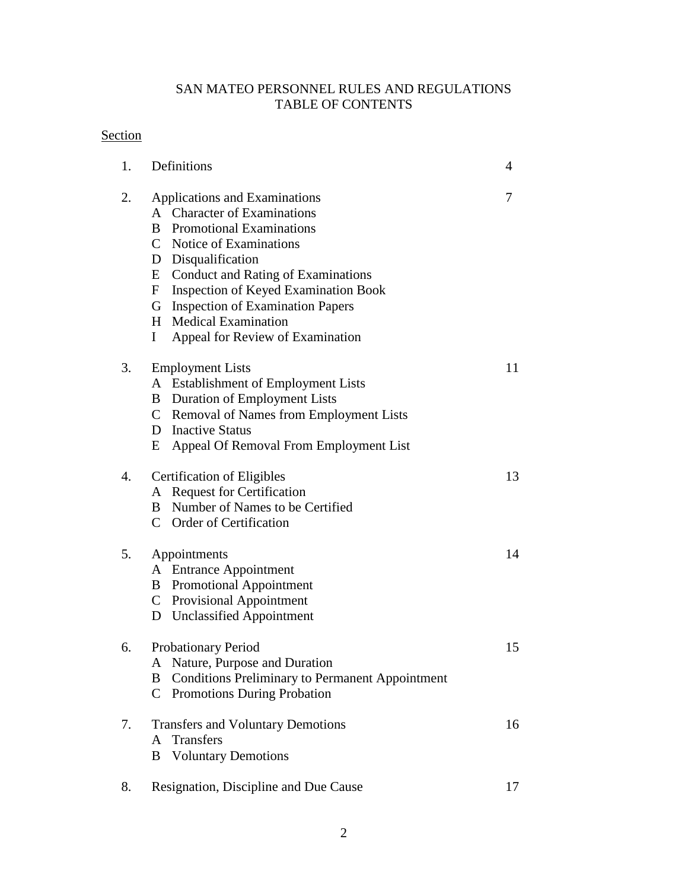# SAN MATEO PERSONNEL RULES AND REGULATIONS
## TABLE OF CONTENTS

Section

1. Definitions — 4

2. Applications and Examinations — 7
   - A Character of Examinations
   - B Promotional Examinations
   - C Notice of Examinations
   - D Disqualification
   - E Conduct and Rating of Examinations
   - F Inspection of Keyed Examination Book
   - G Inspection of Examination Papers
   - H Medical Examination
   - I Appeal for Review of Examination

3. Employment Lists — 11
   - A Establishment of Employment Lists
   - B Duration of Employment Lists
   - C Removal of Names from Employment Lists
   - D Inactive Status
   - E Appeal Of Removal From Employment List

4. Certification of Eligibles — 13
   - A Request for Certification
   - B Number of Names to be Certified
   - C Order of Certification

5. Appointments — 14
   - A Entrance Appointment
   - B Promotional Appointment
   - C Provisional Appointment
   - D Unclassified Appointment

6. Probationary Period — 15
   - A Nature, Purpose and Duration
   - B Conditions Preliminary to Permanent Appointment
   - C Promotions During Probation

7. Transfers and Voluntary Demotions — 16
   - A Transfers
   - B Voluntary Demotions

8. Resignation, Discipline and Due Cause — 17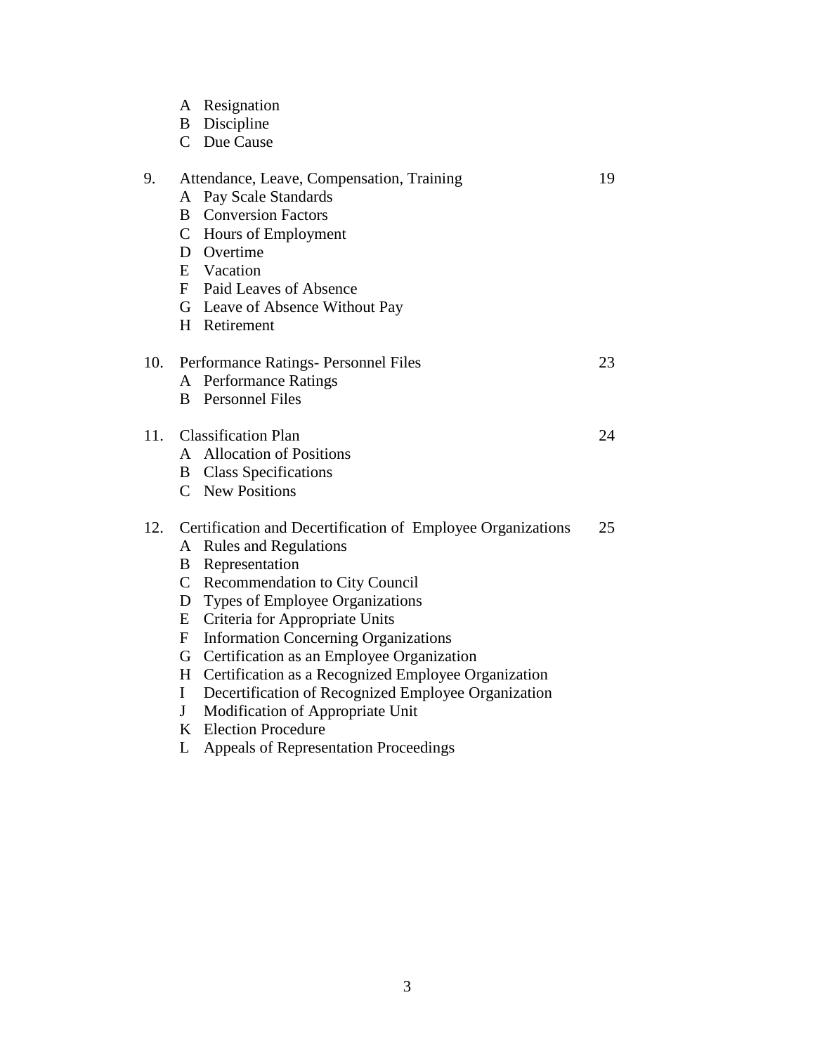- A Resignation
- B Discipline
- C Due Cause

9. Attendance, Leave, Compensation, Training 19
   - A Pay Scale Standards
   - B Conversion Factors
   - C Hours of Employment
   - D Overtime
   - E Vacation
   - F Paid Leaves of Absence
   - G Leave of Absence Without Pay
   - H Retirement

10. Performance Ratings- Personnel Files 23
    - A Performance Ratings
    - B Personnel Files

11. Classification Plan 24
    - A Allocation of Positions
    - B Class Specifications
    - C New Positions

12. Certification and Decertification of Employee Organizations 25
    - A Rules and Regulations
    - B Representation
    - C Recommendation to City Council
    - D Types of Employee Organizations
    - E Criteria for Appropriate Units
    - F Information Concerning Organizations
    - G Certification as an Employee Organization
    - H Certification as a Recognized Employee Organization
    - I Decertification of Recognized Employee Organization
    - J Modification of Appropriate Unit
    - K Election Procedure
    - L Appeals of Representation Proceedings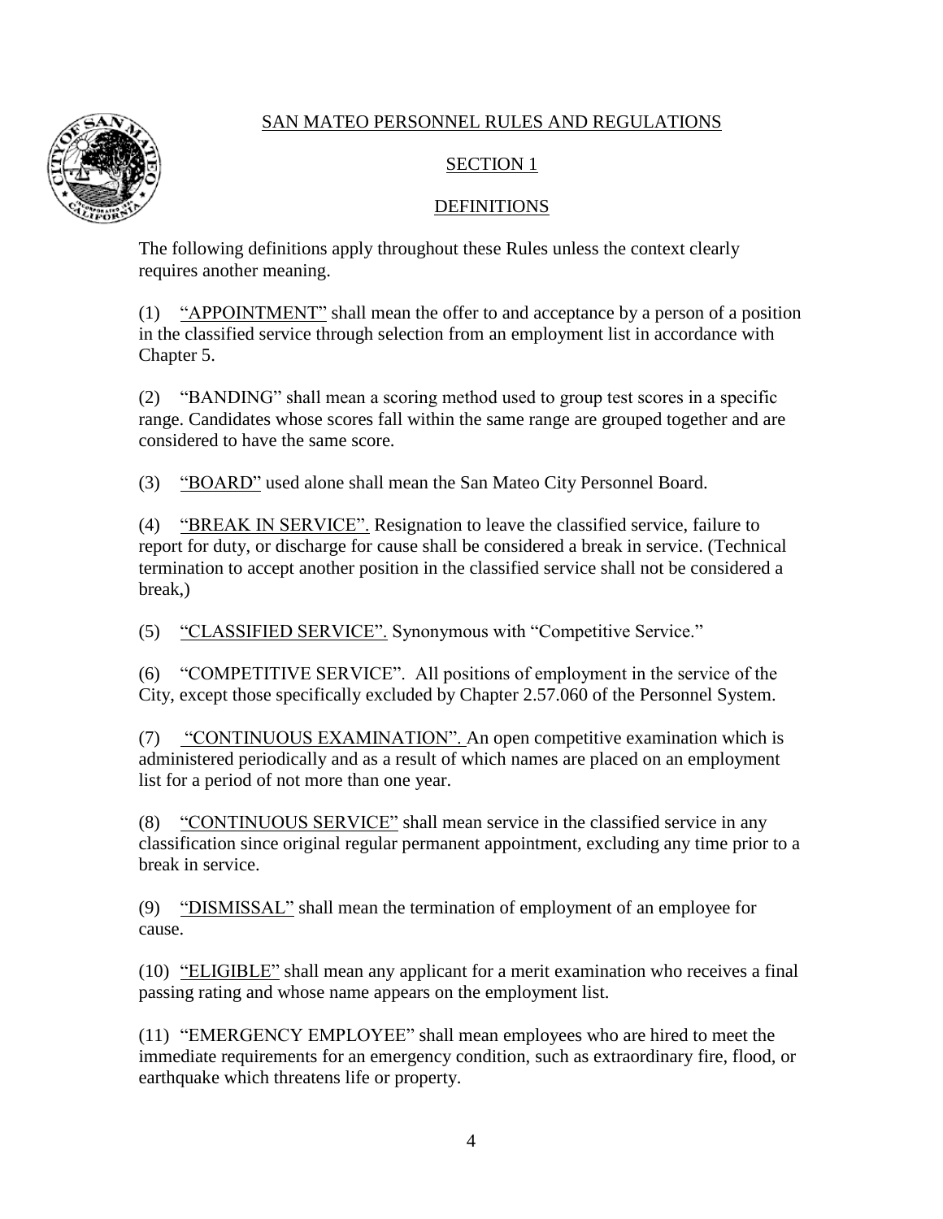# SAN MATEO PERSONNEL RULES AND REGULATIONS

## SECTION 1

## DEFINITIONS

The following definitions apply throughout these Rules unless the context clearly requires another meaning.

(1) "APPOINTMENT" shall mean the offer to and acceptance by a person of a position in the classified service through selection from an employment list in accordance with Chapter 5.

(2) "BANDING" shall mean a scoring method used to group test scores in a specific range. Candidates whose scores fall within the same range are grouped together and are considered to have the same score.

(3) "BOARD" used alone shall mean the San Mateo City Personnel Board.

(4) "BREAK IN SERVICE". Resignation to leave the classified service, failure to report for duty, or discharge for cause shall be considered a break in service. (Technical termination to accept another position in the classified service shall not be considered a break,)

(5) "CLASSIFIED SERVICE". Synonymous with "Competitive Service."

(6) "COMPETITIVE SERVICE". All positions of employment in the service of the City, except those specifically excluded by Chapter 2.57.060 of the Personnel System.

(7) "CONTINUOUS EXAMINATION". An open competitive examination which is administered periodically and as a result of which names are placed on an employment list for a period of not more than one year.

(8) "CONTINUOUS SERVICE" shall mean service in the classified service in any classification since original regular permanent appointment, excluding any time prior to a break in service.

(9) "DISMISSAL" shall mean the termination of employment of an employee for cause.

(10) "ELIGIBLE" shall mean any applicant for a merit examination who receives a final passing rating and whose name appears on the employment list.

(11) "EMERGENCY EMPLOYEE" shall mean employees who are hired to meet the immediate requirements for an emergency condition, such as extraordinary fire, flood, or earthquake which threatens life or property.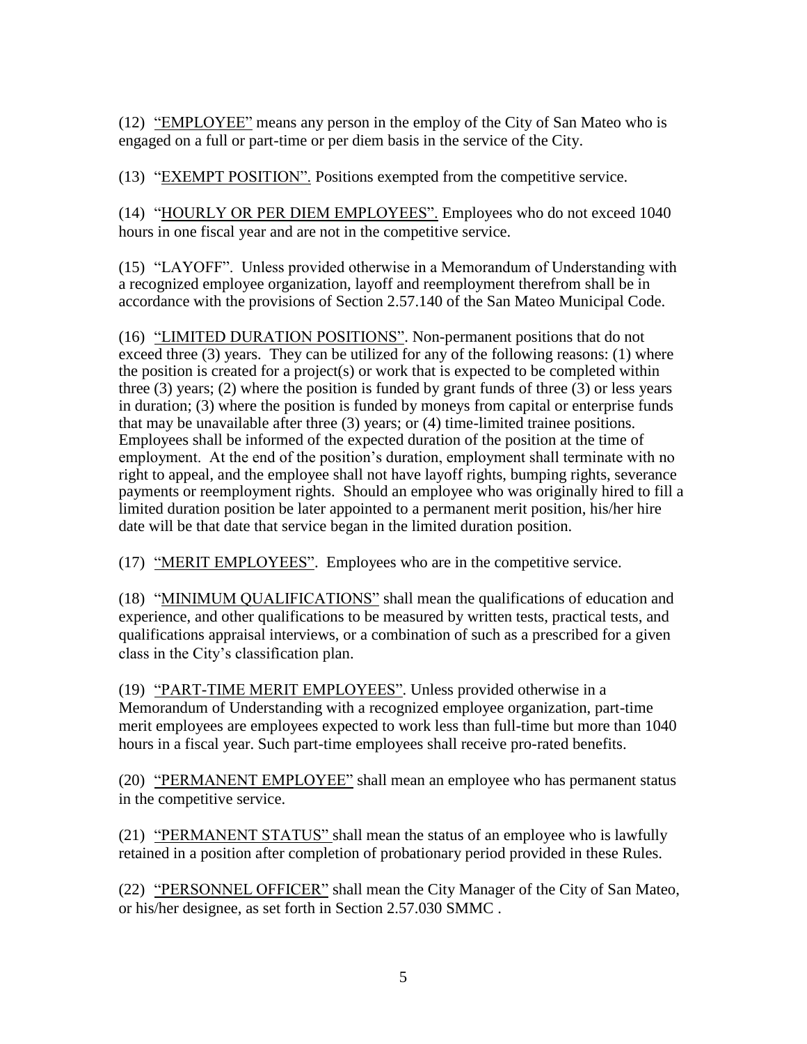(12) "EMPLOYEE" means any person in the employ of the City of San Mateo who is engaged on a full or part-time or per diem basis in the service of the City.

(13) "EXEMPT POSITION". Positions exempted from the competitive service.

(14) "HOURLY OR PER DIEM EMPLOYEES". Employees who do not exceed 1040 hours in one fiscal year and are not in the competitive service.

(15) "LAYOFF". Unless provided otherwise in a Memorandum of Understanding with a recognized employee organization, layoff and reemployment therefrom shall be in accordance with the provisions of Section 2.57.140 of the San Mateo Municipal Code.

(16) "LIMITED DURATION POSITIONS". Non-permanent positions that do not exceed three (3) years. They can be utilized for any of the following reasons: (1) where the position is created for a project(s) or work that is expected to be completed within three (3) years; (2) where the position is funded by grant funds of three (3) or less years in duration; (3) where the position is funded by moneys from capital or enterprise funds that may be unavailable after three (3) years; or (4) time-limited trainee positions. Employees shall be informed of the expected duration of the position at the time of employment. At the end of the position's duration, employment shall terminate with no right to appeal, and the employee shall not have layoff rights, bumping rights, severance payments or reemployment rights. Should an employee who was originally hired to fill a limited duration position be later appointed to a permanent merit position, his/her hire date will be that date that service began in the limited duration position.

(17) "MERIT EMPLOYEES". Employees who are in the competitive service.

(18) "MINIMUM QUALIFICATIONS" shall mean the qualifications of education and experience, and other qualifications to be measured by written tests, practical tests, and qualifications appraisal interviews, or a combination of such as a prescribed for a given class in the City's classification plan.

(19) "PART-TIME MERIT EMPLOYEES". Unless provided otherwise in a Memorandum of Understanding with a recognized employee organization, part-time merit employees are employees expected to work less than full-time but more than 1040 hours in a fiscal year. Such part-time employees shall receive pro-rated benefits.

(20) "PERMANENT EMPLOYEE" shall mean an employee who has permanent status in the competitive service.

(21) "PERMANENT STATUS" shall mean the status of an employee who is lawfully retained in a position after completion of probationary period provided in these Rules.

(22) "PERSONNEL OFFICER" shall mean the City Manager of the City of San Mateo, or his/her designee, as set forth in Section 2.57.030 SMMC .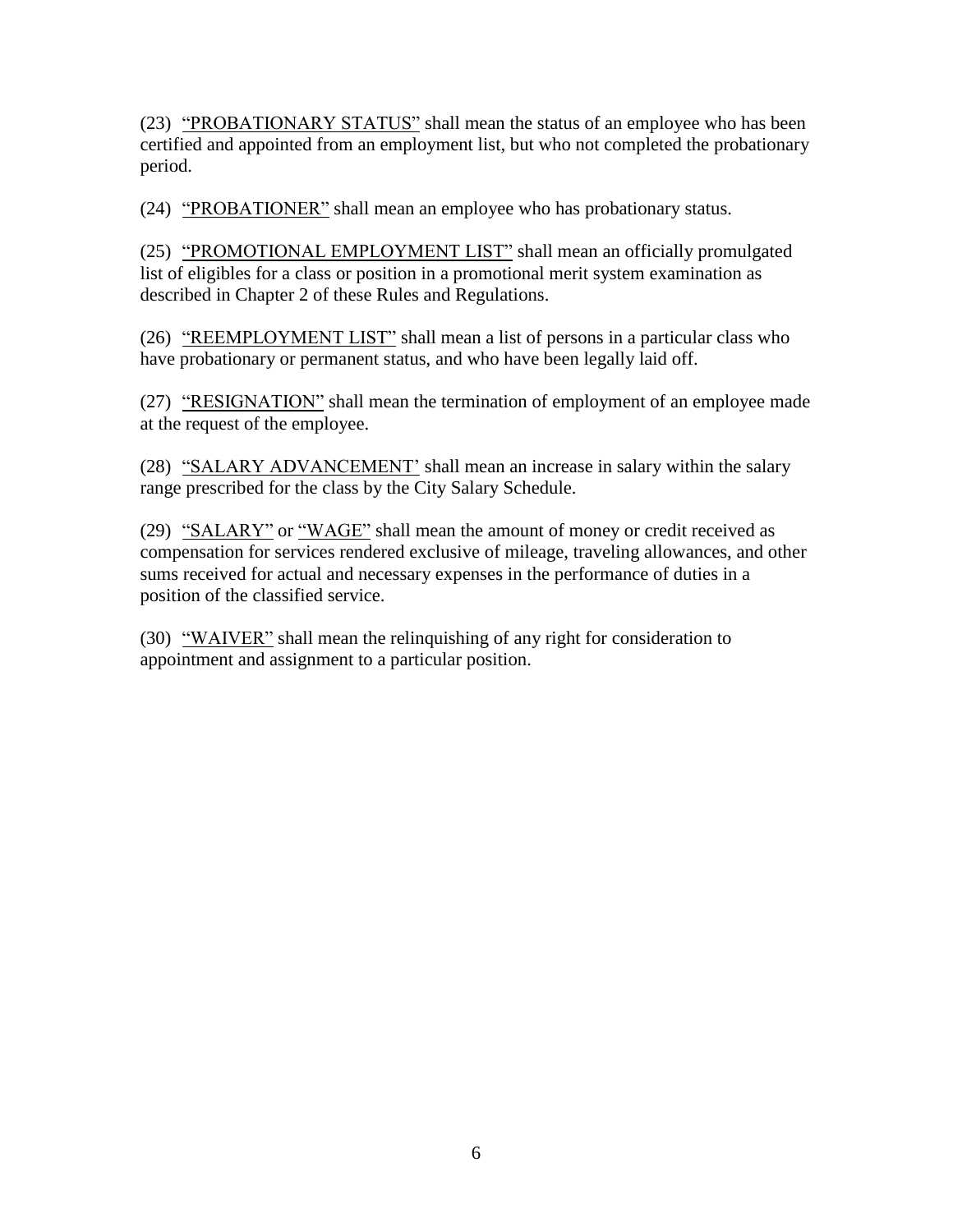(23) <u>"PROBATIONARY STATUS"</u> shall mean the status of an employee who has been certified and appointed from an employment list, but who not completed the probationary period.

(24) <u>"PROBATIONER"</u> shall mean an employee who has probationary status.

(25) <u>"PROMOTIONAL EMPLOYMENT LIST"</u> shall mean an officially promulgated list of eligibles for a class or position in a promotional merit system examination as described in Chapter 2 of these Rules and Regulations.

(26) <u>"REEMPLOYMENT LIST"</u> shall mean a list of persons in a particular class who have probationary or permanent status, and who have been legally laid off.

(27) <u>"RESIGNATION"</u> shall mean the termination of employment of an employee made at the request of the employee.

(28) <u>"SALARY ADVANCEMENT'</u> shall mean an increase in salary within the salary range prescribed for the class by the City Salary Schedule.

(29) <u>"SALARY"</u> or <u>"WAGE"</u> shall mean the amount of money or credit received as compensation for services rendered exclusive of mileage, traveling allowances, and other sums received for actual and necessary expenses in the performance of duties in a position of the classified service.

(30) <u>"WAIVER"</u> shall mean the relinquishing of any right for consideration to appointment and assignment to a particular position.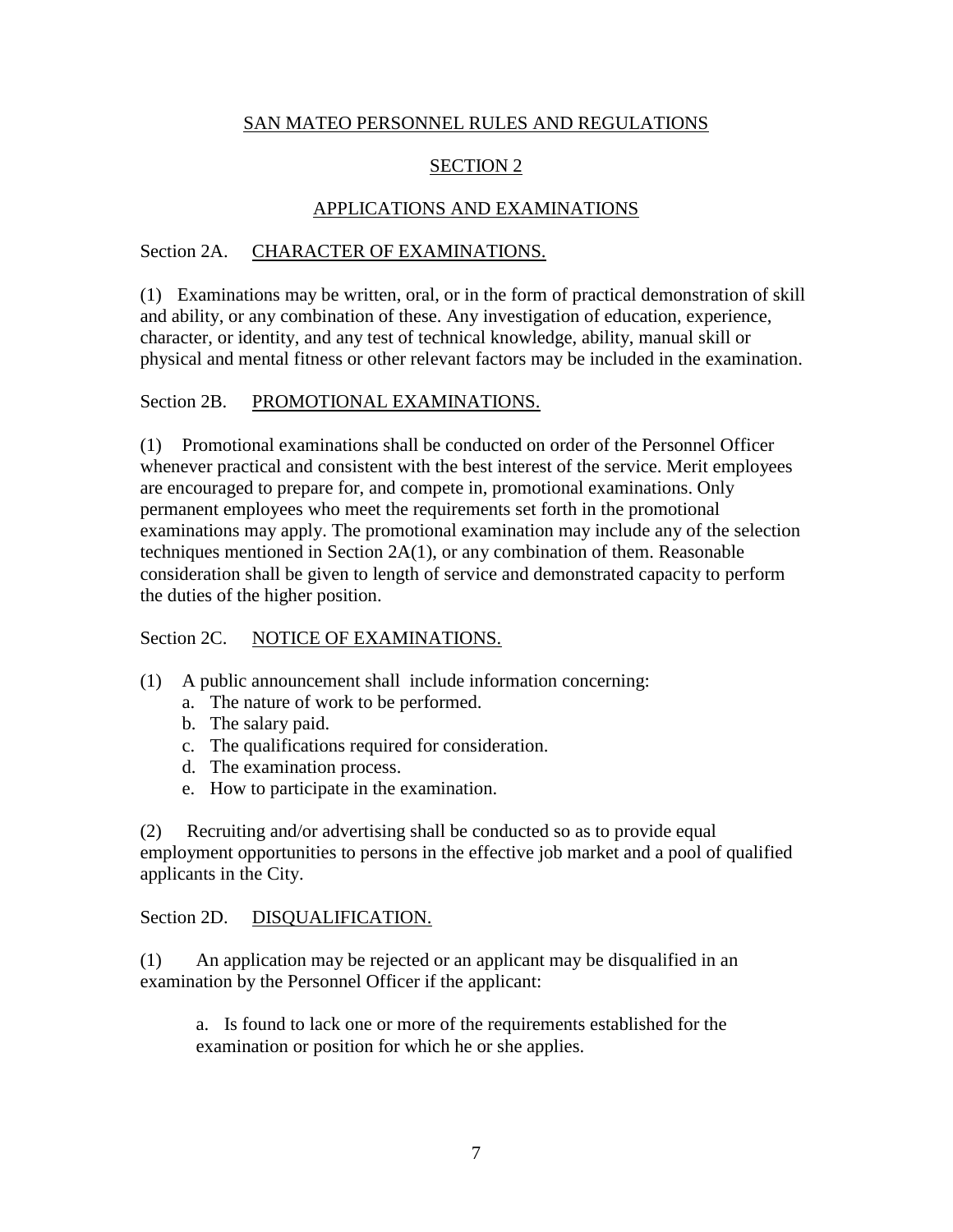# SAN MATEO PERSONNEL RULES AND REGULATIONS

## SECTION 2

## APPLICATIONS AND EXAMINATIONS

### Section 2A. CHARACTER OF EXAMINATIONS.

(1) Examinations may be written, oral, or in the form of practical demonstration of skill and ability, or any combination of these. Any investigation of education, experience, character, or identity, and any test of technical knowledge, ability, manual skill or physical and mental fitness or other relevant factors may be included in the examination.

### Section 2B. PROMOTIONAL EXAMINATIONS.

(1) Promotional examinations shall be conducted on order of the Personnel Officer whenever practical and consistent with the best interest of the service. Merit employees are encouraged to prepare for, and compete in, promotional examinations. Only permanent employees who meet the requirements set forth in the promotional examinations may apply. The promotional examination may include any of the selection techniques mentioned in Section 2A(1), or any combination of them. Reasonable consideration shall be given to length of service and demonstrated capacity to perform the duties of the higher position.

### Section 2C. NOTICE OF EXAMINATIONS.

(1) A public announcement shall include information concerning:

a. The nature of work to be performed.
b. The salary paid.
c. The qualifications required for consideration.
d. The examination process.
e. How to participate in the examination.

(2) Recruiting and/or advertising shall be conducted so as to provide equal employment opportunities to persons in the effective job market and a pool of qualified applicants in the City.

### Section 2D. DISQUALIFICATION.

(1) An application may be rejected or an applicant may be disqualified in an examination by the Personnel Officer if the applicant:

a. Is found to lack one or more of the requirements established for the examination or position for which he or she applies.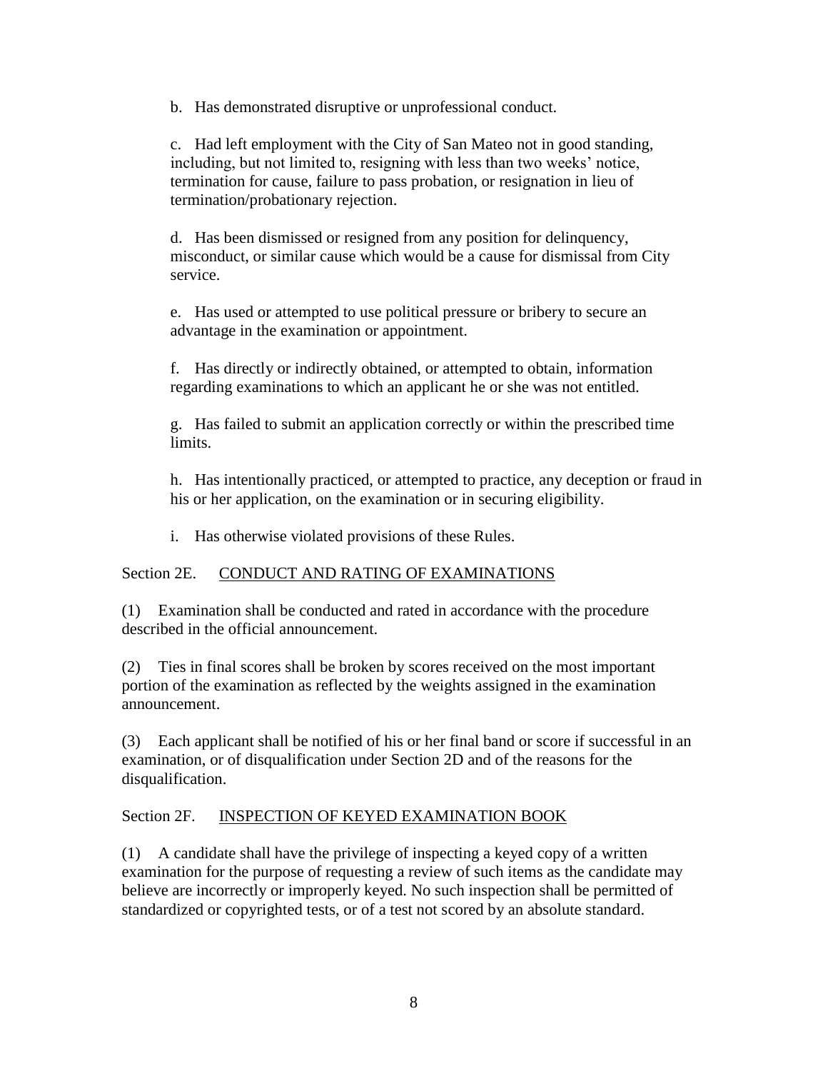b. Has demonstrated disruptive or unprofessional conduct.

c. Had left employment with the City of San Mateo not in good standing, including, but not limited to, resigning with less than two weeks' notice, termination for cause, failure to pass probation, or resignation in lieu of termination/probationary rejection.

d. Has been dismissed or resigned from any position for delinquency, misconduct, or similar cause which would be a cause for dismissal from City service.

e. Has used or attempted to use political pressure or bribery to secure an advantage in the examination or appointment.

f. Has directly or indirectly obtained, or attempted to obtain, information regarding examinations to which an applicant he or she was not entitled.

g. Has failed to submit an application correctly or within the prescribed time limits.

h. Has intentionally practiced, or attempted to practice, any deception or fraud in his or her application, on the examination or in securing eligibility.

i. Has otherwise violated provisions of these Rules.

Section 2E. CONDUCT AND RATING OF EXAMINATIONS

(1) Examination shall be conducted and rated in accordance with the procedure described in the official announcement.

(2) Ties in final scores shall be broken by scores received on the most important portion of the examination as reflected by the weights assigned in the examination announcement.

(3) Each applicant shall be notified of his or her final band or score if successful in an examination, or of disqualification under Section 2D and of the reasons for the disqualification.

Section 2F. INSPECTION OF KEYED EXAMINATION BOOK

(1) A candidate shall have the privilege of inspecting a keyed copy of a written examination for the purpose of requesting a review of such items as the candidate may believe are incorrectly or improperly keyed. No such inspection shall be permitted of standardized or copyrighted tests, or of a test not scored by an absolute standard.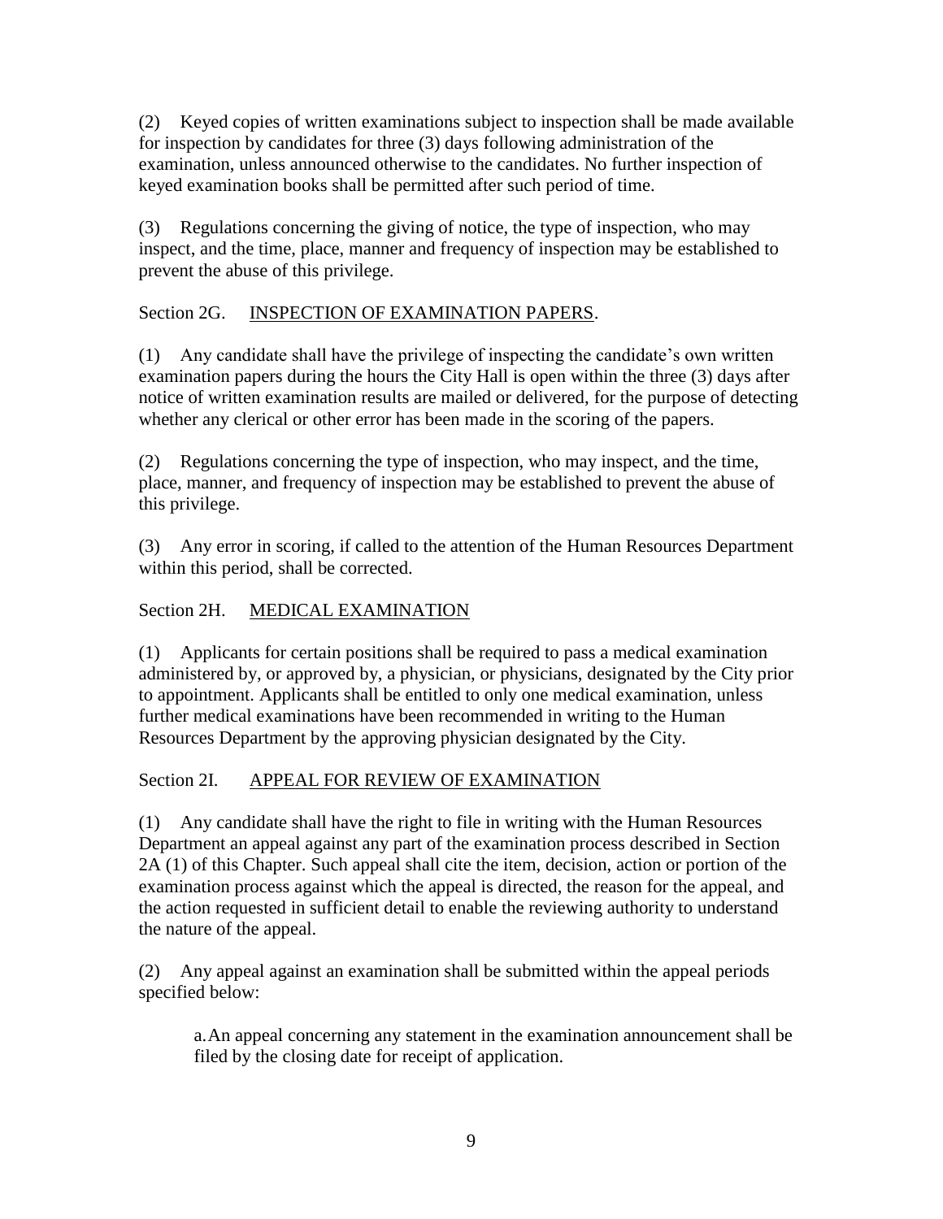(2) Keyed copies of written examinations subject to inspection shall be made available for inspection by candidates for three (3) days following administration of the examination, unless announced otherwise to the candidates. No further inspection of keyed examination books shall be permitted after such period of time.

(3) Regulations concerning the giving of notice, the type of inspection, who may inspect, and the time, place, manner and frequency of inspection may be established to prevent the abuse of this privilege.

Section 2G. INSPECTION OF EXAMINATION PAPERS.

(1) Any candidate shall have the privilege of inspecting the candidate's own written examination papers during the hours the City Hall is open within the three (3) days after notice of written examination results are mailed or delivered, for the purpose of detecting whether any clerical or other error has been made in the scoring of the papers.

(2) Regulations concerning the type of inspection, who may inspect, and the time, place, manner, and frequency of inspection may be established to prevent the abuse of this privilege.

(3) Any error in scoring, if called to the attention of the Human Resources Department within this period, shall be corrected.

Section 2H. MEDICAL EXAMINATION

(1) Applicants for certain positions shall be required to pass a medical examination administered by, or approved by, a physician, or physicians, designated by the City prior to appointment. Applicants shall be entitled to only one medical examination, unless further medical examinations have been recommended in writing to the Human Resources Department by the approving physician designated by the City.

Section 2I. APPEAL FOR REVIEW OF EXAMINATION

(1) Any candidate shall have the right to file in writing with the Human Resources Department an appeal against any part of the examination process described in Section 2A (1) of this Chapter. Such appeal shall cite the item, decision, action or portion of the examination process against which the appeal is directed, the reason for the appeal, and the action requested in sufficient detail to enable the reviewing authority to understand the nature of the appeal.

(2) Any appeal against an examination shall be submitted within the appeal periods specified below:

a. An appeal concerning any statement in the examination announcement shall be filed by the closing date for receipt of application.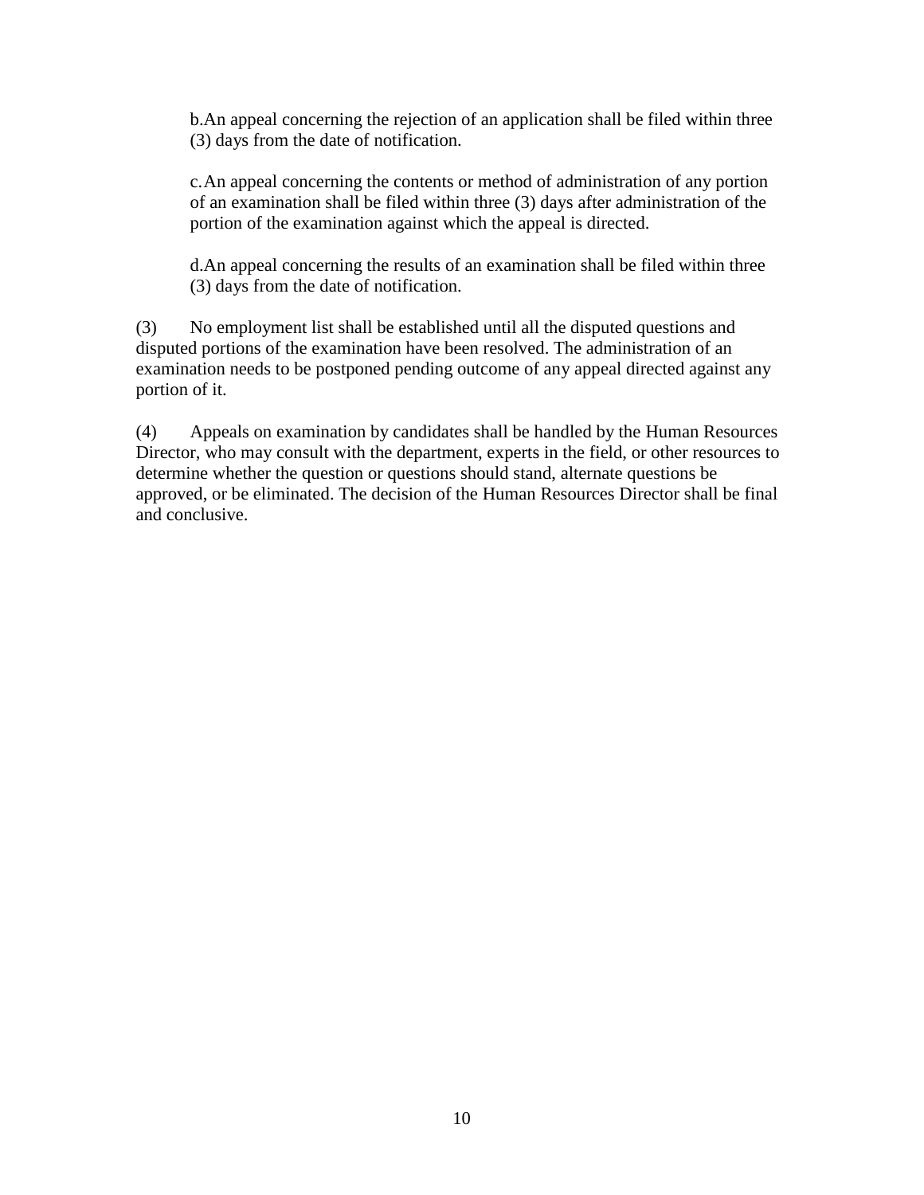b. An appeal concerning the rejection of an application shall be filed within three (3) days from the date of notification.

c. An appeal concerning the contents or method of administration of any portion of an examination shall be filed within three (3) days after administration of the portion of the examination against which the appeal is directed.

d. An appeal concerning the results of an examination shall be filed within three (3) days from the date of notification.

(3) No employment list shall be established until all the disputed questions and disputed portions of the examination have been resolved. The administration of an examination needs to be postponed pending outcome of any appeal directed against any portion of it.

(4) Appeals on examination by candidates shall be handled by the Human Resources Director, who may consult with the department, experts in the field, or other resources to determine whether the question or questions should stand, alternate questions be approved, or be eliminated. The decision of the Human Resources Director shall be final and conclusive.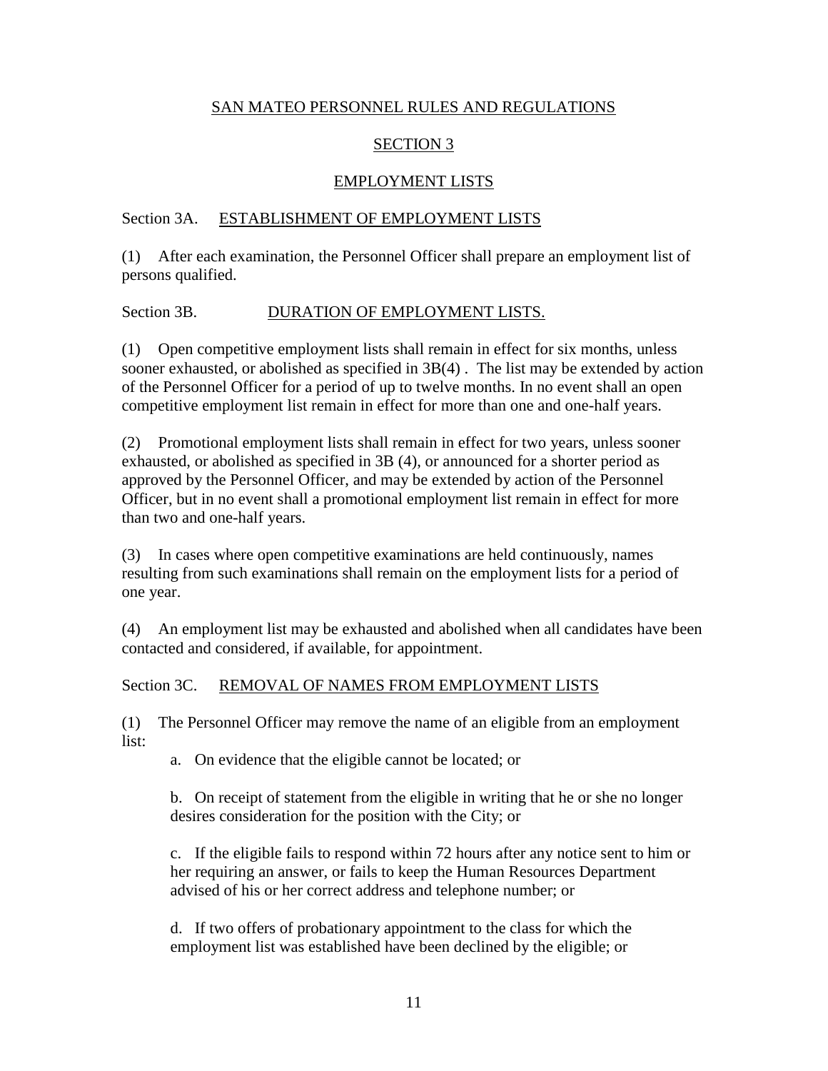# SAN MATEO PERSONNEL RULES AND REGULATIONS

## SECTION 3

## EMPLOYMENT LISTS

### Section 3A. ESTABLISHMENT OF EMPLOYMENT LISTS

(1) After each examination, the Personnel Officer shall prepare an employment list of persons qualified.

### Section 3B. DURATION OF EMPLOYMENT LISTS.

(1) Open competitive employment lists shall remain in effect for six months, unless sooner exhausted, or abolished as specified in 3B(4) . The list may be extended by action of the Personnel Officer for a period of up to twelve months. In no event shall an open competitive employment list remain in effect for more than one and one-half years.

(2) Promotional employment lists shall remain in effect for two years, unless sooner exhausted, or abolished as specified in 3B (4), or announced for a shorter period as approved by the Personnel Officer, and may be extended by action of the Personnel Officer, but in no event shall a promotional employment list remain in effect for more than two and one-half years.

(3) In cases where open competitive examinations are held continuously, names resulting from such examinations shall remain on the employment lists for a period of one year.

(4) An employment list may be exhausted and abolished when all candidates have been contacted and considered, if available, for appointment.

### Section 3C. REMOVAL OF NAMES FROM EMPLOYMENT LISTS

(1) The Personnel Officer may remove the name of an eligible from an employment list:

a. On evidence that the eligible cannot be located; or

b. On receipt of statement from the eligible in writing that he or she no longer desires consideration for the position with the City; or

c. If the eligible fails to respond within 72 hours after any notice sent to him or her requiring an answer, or fails to keep the Human Resources Department advised of his or her correct address and telephone number; or

d. If two offers of probationary appointment to the class for which the employment list was established have been declined by the eligible; or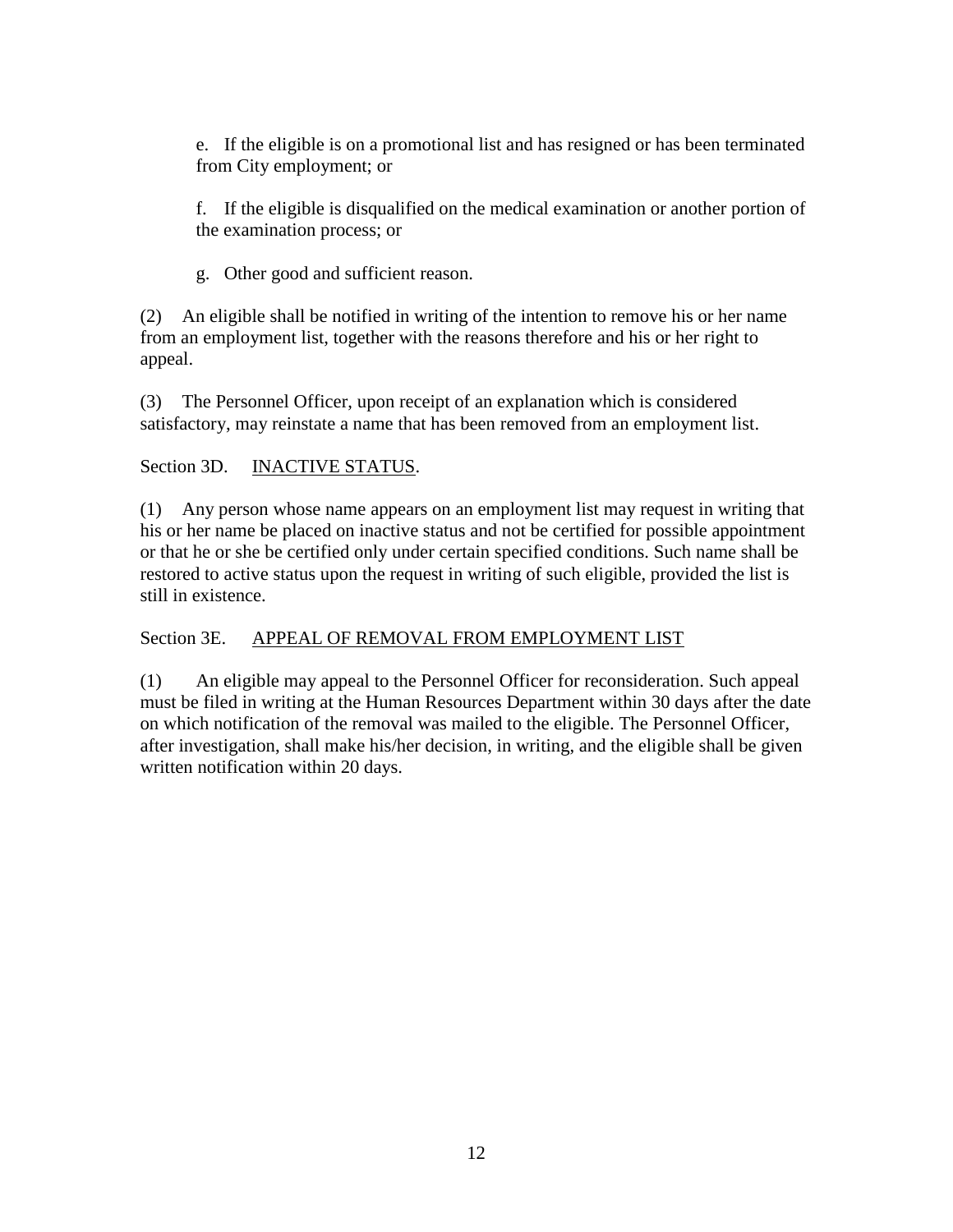e. If the eligible is on a promotional list and has resigned or has been terminated from City employment; or

f. If the eligible is disqualified on the medical examination or another portion of the examination process; or

g. Other good and sufficient reason.

(2) An eligible shall be notified in writing of the intention to remove his or her name from an employment list, together with the reasons therefore and his or her right to appeal.

(3) The Personnel Officer, upon receipt of an explanation which is considered satisfactory, may reinstate a name that has been removed from an employment list.

Section 3D. INACTIVE STATUS.

(1) Any person whose name appears on an employment list may request in writing that his or her name be placed on inactive status and not be certified for possible appointment or that he or she be certified only under certain specified conditions. Such name shall be restored to active status upon the request in writing of such eligible, provided the list is still in existence.

Section 3E. APPEAL OF REMOVAL FROM EMPLOYMENT LIST

(1) An eligible may appeal to the Personnel Officer for reconsideration. Such appeal must be filed in writing at the Human Resources Department within 30 days after the date on which notification of the removal was mailed to the eligible. The Personnel Officer, after investigation, shall make his/her decision, in writing, and the eligible shall be given written notification within 20 days.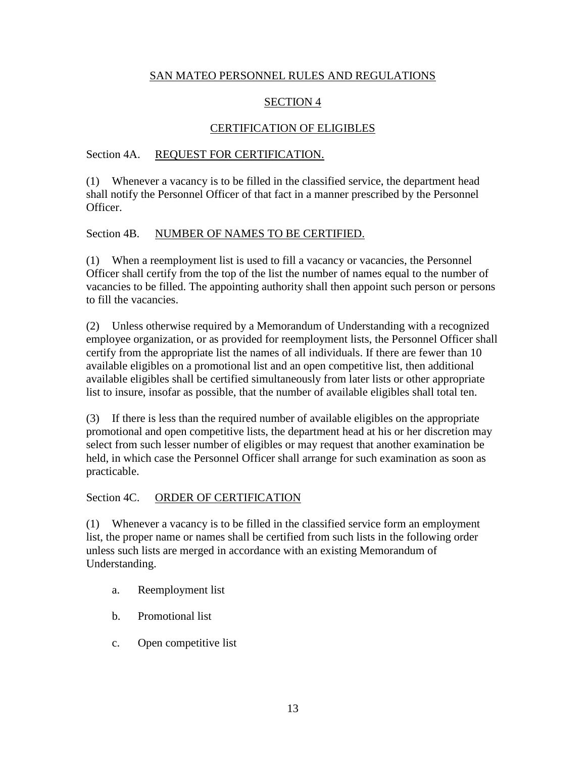# SAN MATEO PERSONNEL RULES AND REGULATIONS

## SECTION 4

## CERTIFICATION OF ELIGIBLES

### Section 4A. REQUEST FOR CERTIFICATION.

(1) Whenever a vacancy is to be filled in the classified service, the department head shall notify the Personnel Officer of that fact in a manner prescribed by the Personnel Officer.

### Section 4B. NUMBER OF NAMES TO BE CERTIFIED.

(1) When a reemployment list is used to fill a vacancy or vacancies, the Personnel Officer shall certify from the top of the list the number of names equal to the number of vacancies to be filled. The appointing authority shall then appoint such person or persons to fill the vacancies.

(2) Unless otherwise required by a Memorandum of Understanding with a recognized employee organization, or as provided for reemployment lists, the Personnel Officer shall certify from the appropriate list the names of all individuals. If there are fewer than 10 available eligibles on a promotional list and an open competitive list, then additional available eligibles shall be certified simultaneously from later lists or other appropriate list to insure, insofar as possible, that the number of available eligibles shall total ten.

(3) If there is less than the required number of available eligibles on the appropriate promotional and open competitive lists, the department head at his or her discretion may select from such lesser number of eligibles or may request that another examination be held, in which case the Personnel Officer shall arrange for such examination as soon as practicable.

### Section 4C. ORDER OF CERTIFICATION

(1) Whenever a vacancy is to be filled in the classified service form an employment list, the proper name or names shall be certified from such lists in the following order unless such lists are merged in accordance with an existing Memorandum of Understanding.

a. Reemployment list

b. Promotional list

c. Open competitive list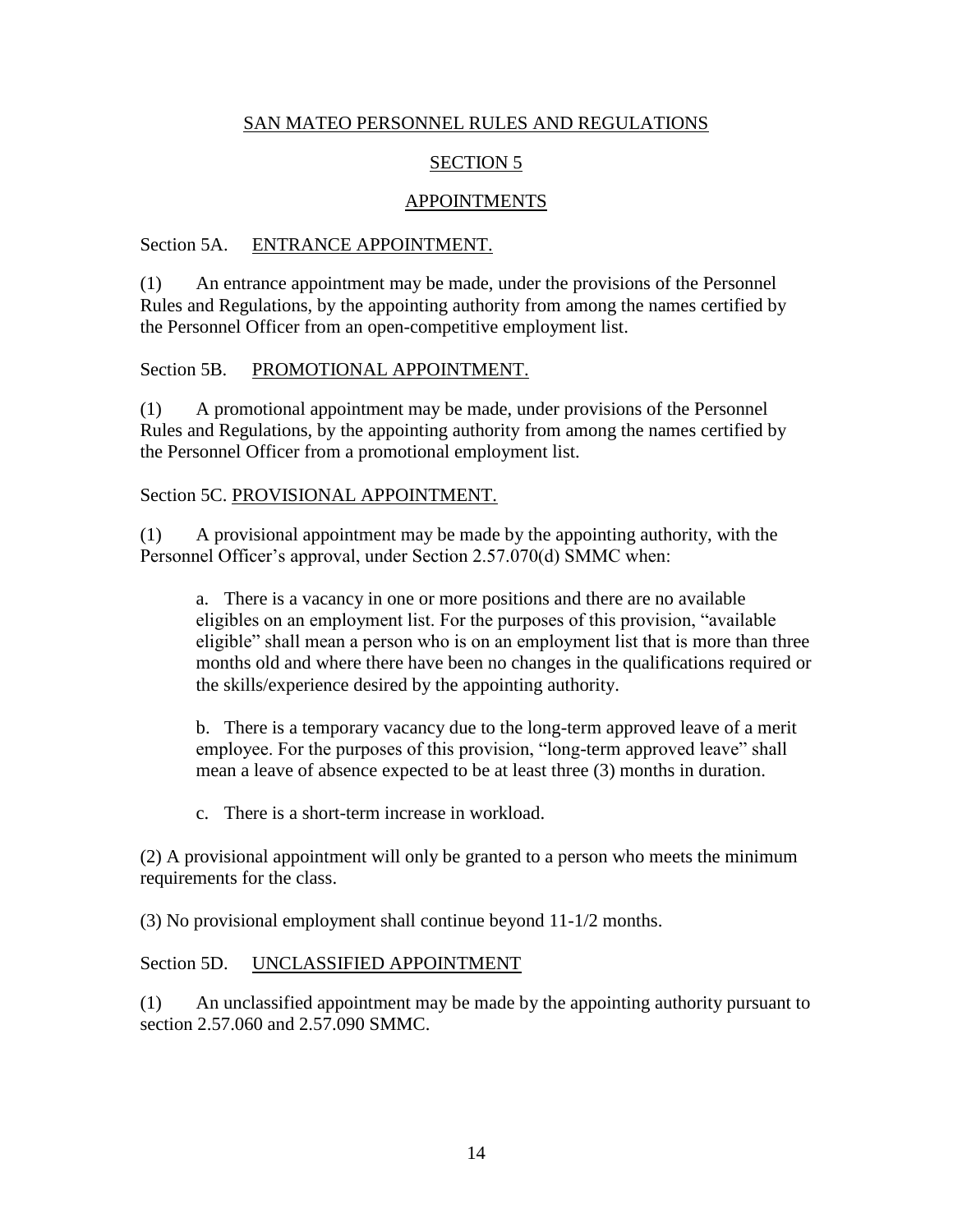# SAN MATEO PERSONNEL RULES AND REGULATIONS

## SECTION 5

## APPOINTMENTS

### Section 5A. ENTRANCE APPOINTMENT.

(1) An entrance appointment may be made, under the provisions of the Personnel Rules and Regulations, by the appointing authority from among the names certified by the Personnel Officer from an open-competitive employment list.

### Section 5B. PROMOTIONAL APPOINTMENT.

(1) A promotional appointment may be made, under provisions of the Personnel Rules and Regulations, by the appointing authority from among the names certified by the Personnel Officer from a promotional employment list.

### Section 5C. PROVISIONAL APPOINTMENT.

(1) A provisional appointment may be made by the appointing authority, with the Personnel Officer's approval, under Section 2.57.070(d) SMMC when:

a. There is a vacancy in one or more positions and there are no available eligibles on an employment list. For the purposes of this provision, "available eligible" shall mean a person who is on an employment list that is more than three months old and where there have been no changes in the qualifications required or the skills/experience desired by the appointing authority.

b. There is a temporary vacancy due to the long-term approved leave of a merit employee. For the purposes of this provision, "long-term approved leave" shall mean a leave of absence expected to be at least three (3) months in duration.

c. There is a short-term increase in workload.

(2) A provisional appointment will only be granted to a person who meets the minimum requirements for the class.

(3) No provisional employment shall continue beyond 11-1/2 months.

### Section 5D. UNCLASSIFIED APPOINTMENT

(1) An unclassified appointment may be made by the appointing authority pursuant to section 2.57.060 and 2.57.090 SMMC.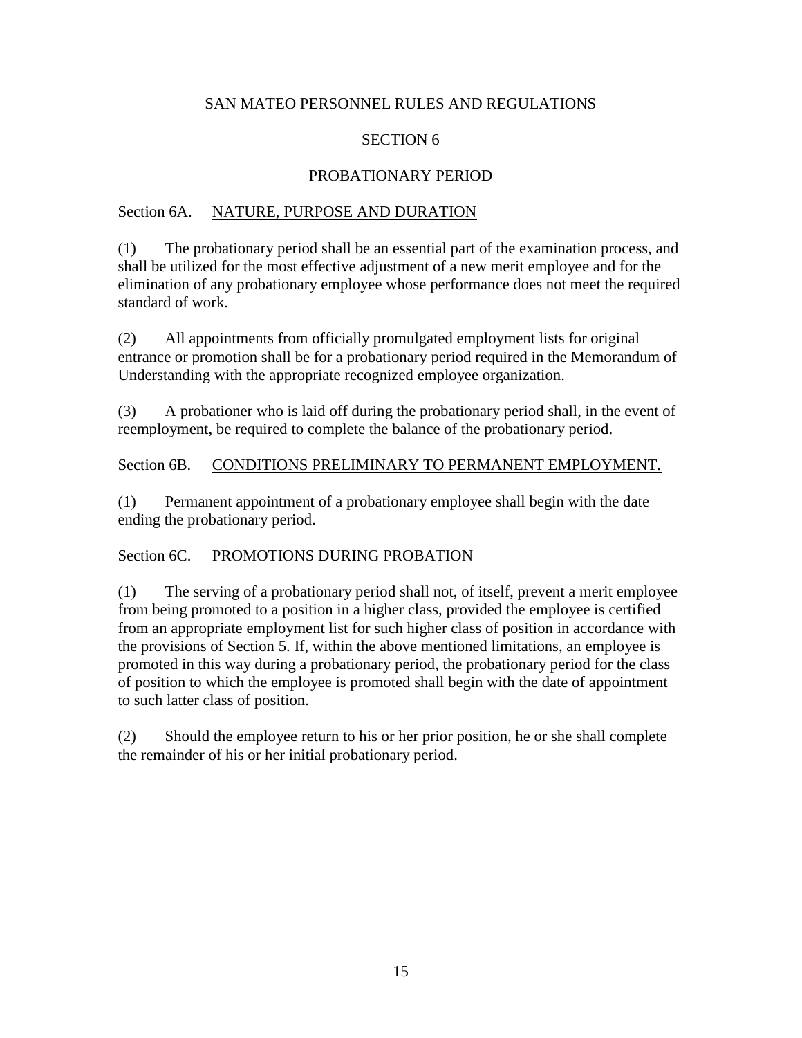# SAN MATEO PERSONNEL RULES AND REGULATIONS

## SECTION 6

## PROBATIONARY PERIOD

### Section 6A. NATURE, PURPOSE AND DURATION

(1) The probationary period shall be an essential part of the examination process, and shall be utilized for the most effective adjustment of a new merit employee and for the elimination of any probationary employee whose performance does not meet the required standard of work.

(2) All appointments from officially promulgated employment lists for original entrance or promotion shall be for a probationary period required in the Memorandum of Understanding with the appropriate recognized employee organization.

(3) A probationer who is laid off during the probationary period shall, in the event of reemployment, be required to complete the balance of the probationary period.

### Section 6B. CONDITIONS PRELIMINARY TO PERMANENT EMPLOYMENT.

(1) Permanent appointment of a probationary employee shall begin with the date ending the probationary period.

### Section 6C. PROMOTIONS DURING PROBATION

(1) The serving of a probationary period shall not, of itself, prevent a merit employee from being promoted to a position in a higher class, provided the employee is certified from an appropriate employment list for such higher class of position in accordance with the provisions of Section 5. If, within the above mentioned limitations, an employee is promoted in this way during a probationary period, the probationary period for the class of position to which the employee is promoted shall begin with the date of appointment to such latter class of position.

(2) Should the employee return to his or her prior position, he or she shall complete the remainder of his or her initial probationary period.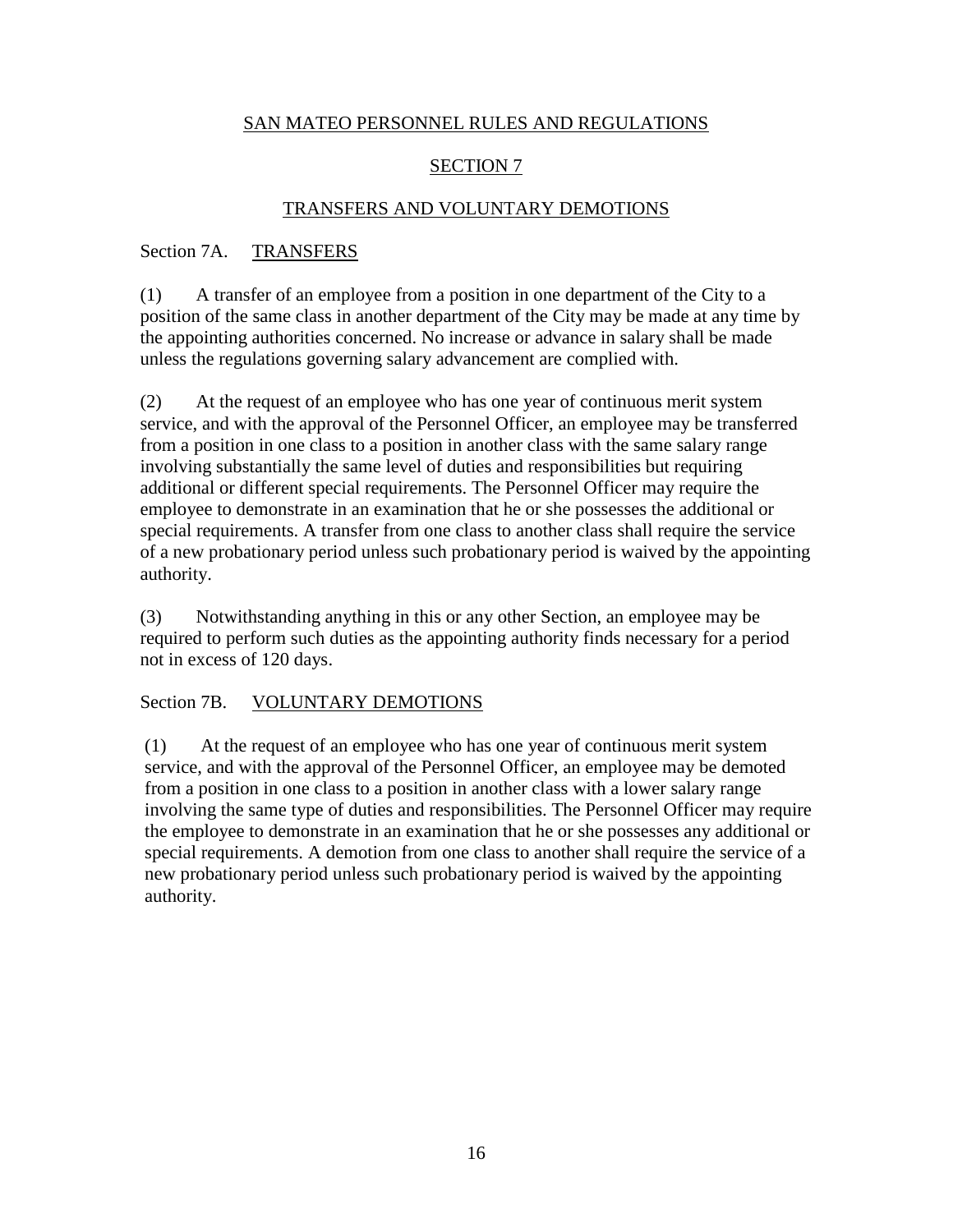# SAN MATEO PERSONNEL RULES AND REGULATIONS

## SECTION 7

## TRANSFERS AND VOLUNTARY DEMOTIONS

### Section 7A. TRANSFERS

(1) A transfer of an employee from a position in one department of the City to a position of the same class in another department of the City may be made at any time by the appointing authorities concerned. No increase or advance in salary shall be made unless the regulations governing salary advancement are complied with.

(2) At the request of an employee who has one year of continuous merit system service, and with the approval of the Personnel Officer, an employee may be transferred from a position in one class to a position in another class with the same salary range involving substantially the same level of duties and responsibilities but requiring additional or different special requirements. The Personnel Officer may require the employee to demonstrate in an examination that he or she possesses the additional or special requirements. A transfer from one class to another class shall require the service of a new probationary period unless such probationary period is waived by the appointing authority.

(3) Notwithstanding anything in this or any other Section, an employee may be required to perform such duties as the appointing authority finds necessary for a period not in excess of 120 days.

### Section 7B. VOLUNTARY DEMOTIONS

(1) At the request of an employee who has one year of continuous merit system service, and with the approval of the Personnel Officer, an employee may be demoted from a position in one class to a position in another class with a lower salary range involving the same type of duties and responsibilities. The Personnel Officer may require the employee to demonstrate in an examination that he or she possesses any additional or special requirements. A demotion from one class to another shall require the service of a new probationary period unless such probationary period is waived by the appointing authority.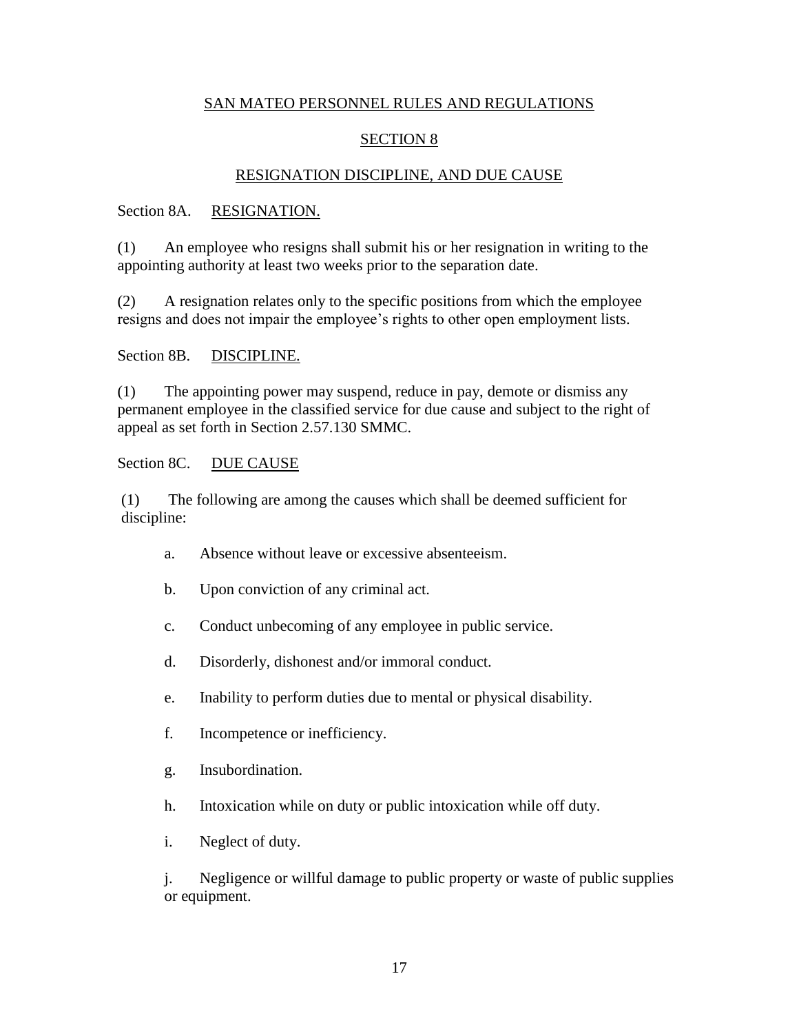# SAN MATEO PERSONNEL RULES AND REGULATIONS

## SECTION 8

## RESIGNATION DISCIPLINE, AND DUE CAUSE

### Section 8A. RESIGNATION.

(1) An employee who resigns shall submit his or her resignation in writing to the appointing authority at least two weeks prior to the separation date.

(2) A resignation relates only to the specific positions from which the employee resigns and does not impair the employee's rights to other open employment lists.

### Section 8B. DISCIPLINE.

(1) The appointing power may suspend, reduce in pay, demote or dismiss any permanent employee in the classified service for due cause and subject to the right of appeal as set forth in Section 2.57.130 SMMC.

### Section 8C. DUE CAUSE

(1) The following are among the causes which shall be deemed sufficient for discipline:

- a. Absence without leave or excessive absenteeism.
- b. Upon conviction of any criminal act.
- c. Conduct unbecoming of any employee in public service.
- d. Disorderly, dishonest and/or immoral conduct.
- e. Inability to perform duties due to mental or physical disability.
- f. Incompetence or inefficiency.
- g. Insubordination.
- h. Intoxication while on duty or public intoxication while off duty.
- i. Neglect of duty.
- j. Negligence or willful damage to public property or waste of public supplies or equipment.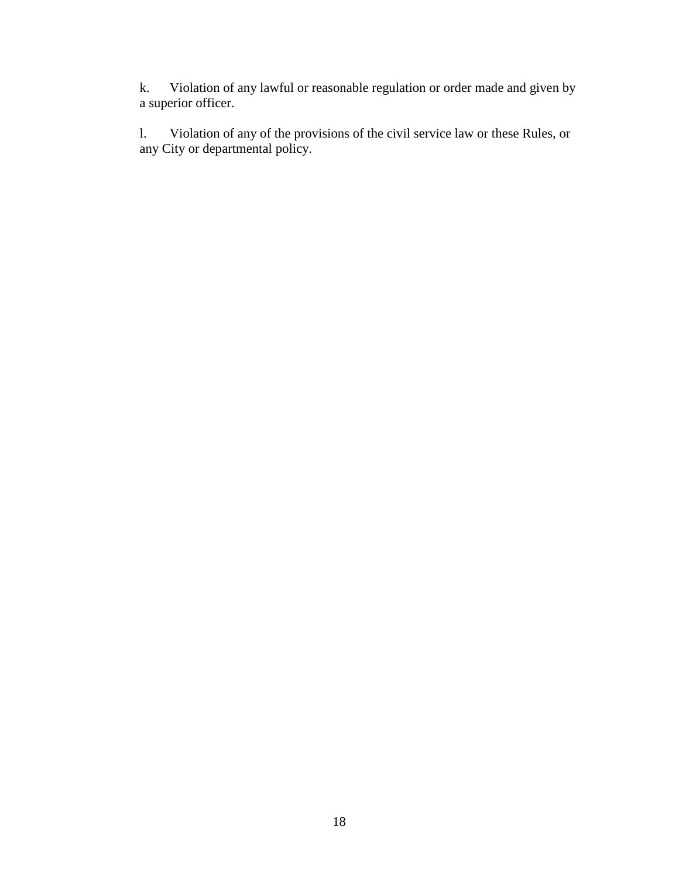k. Violation of any lawful or reasonable regulation or order made and given by a superior officer.

l. Violation of any of the provisions of the civil service law or these Rules, or any City or departmental policy.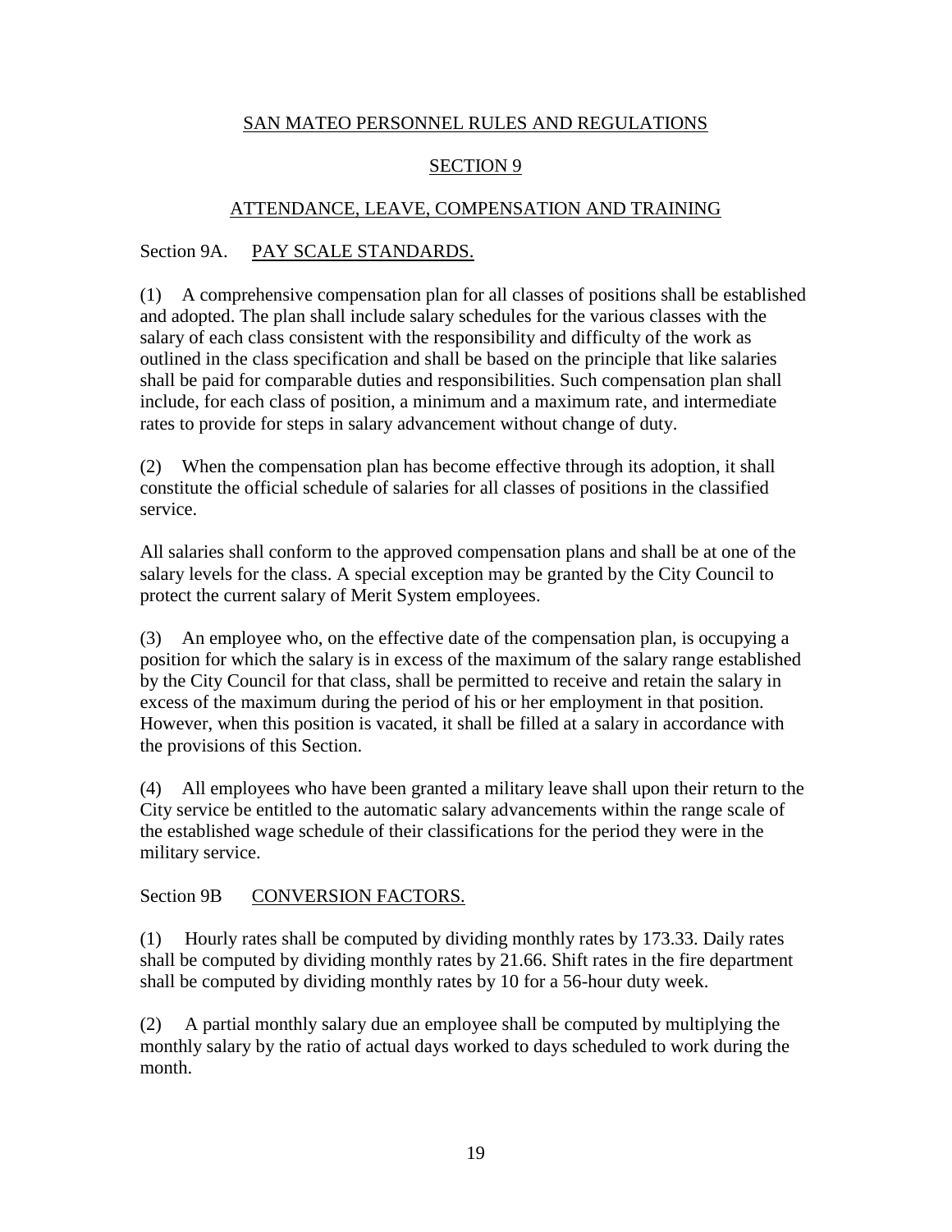# SAN MATEO PERSONNEL RULES AND REGULATIONS

## SECTION 9

## ATTENDANCE, LEAVE, COMPENSATION AND TRAINING

### Section 9A. PAY SCALE STANDARDS.

(1) A comprehensive compensation plan for all classes of positions shall be established and adopted. The plan shall include salary schedules for the various classes with the salary of each class consistent with the responsibility and difficulty of the work as outlined in the class specification and shall be based on the principle that like salaries shall be paid for comparable duties and responsibilities. Such compensation plan shall include, for each class of position, a minimum and a maximum rate, and intermediate rates to provide for steps in salary advancement without change of duty.

(2) When the compensation plan has become effective through its adoption, it shall constitute the official schedule of salaries for all classes of positions in the classified service.

All salaries shall conform to the approved compensation plans and shall be at one of the salary levels for the class. A special exception may be granted by the City Council to protect the current salary of Merit System employees.

(3) An employee who, on the effective date of the compensation plan, is occupying a position for which the salary is in excess of the maximum of the salary range established by the City Council for that class, shall be permitted to receive and retain the salary in excess of the maximum during the period of his or her employment in that position. However, when this position is vacated, it shall be filled at a salary in accordance with the provisions of this Section.

(4) All employees who have been granted a military leave shall upon their return to the City service be entitled to the automatic salary advancements within the range scale of the established wage schedule of their classifications for the period they were in the military service.

### Section 9B CONVERSION FACTORS.

(1) Hourly rates shall be computed by dividing monthly rates by 173.33. Daily rates shall be computed by dividing monthly rates by 21.66. Shift rates in the fire department shall be computed by dividing monthly rates by 10 for a 56-hour duty week.

(2) A partial monthly salary due an employee shall be computed by multiplying the monthly salary by the ratio of actual days worked to days scheduled to work during the month.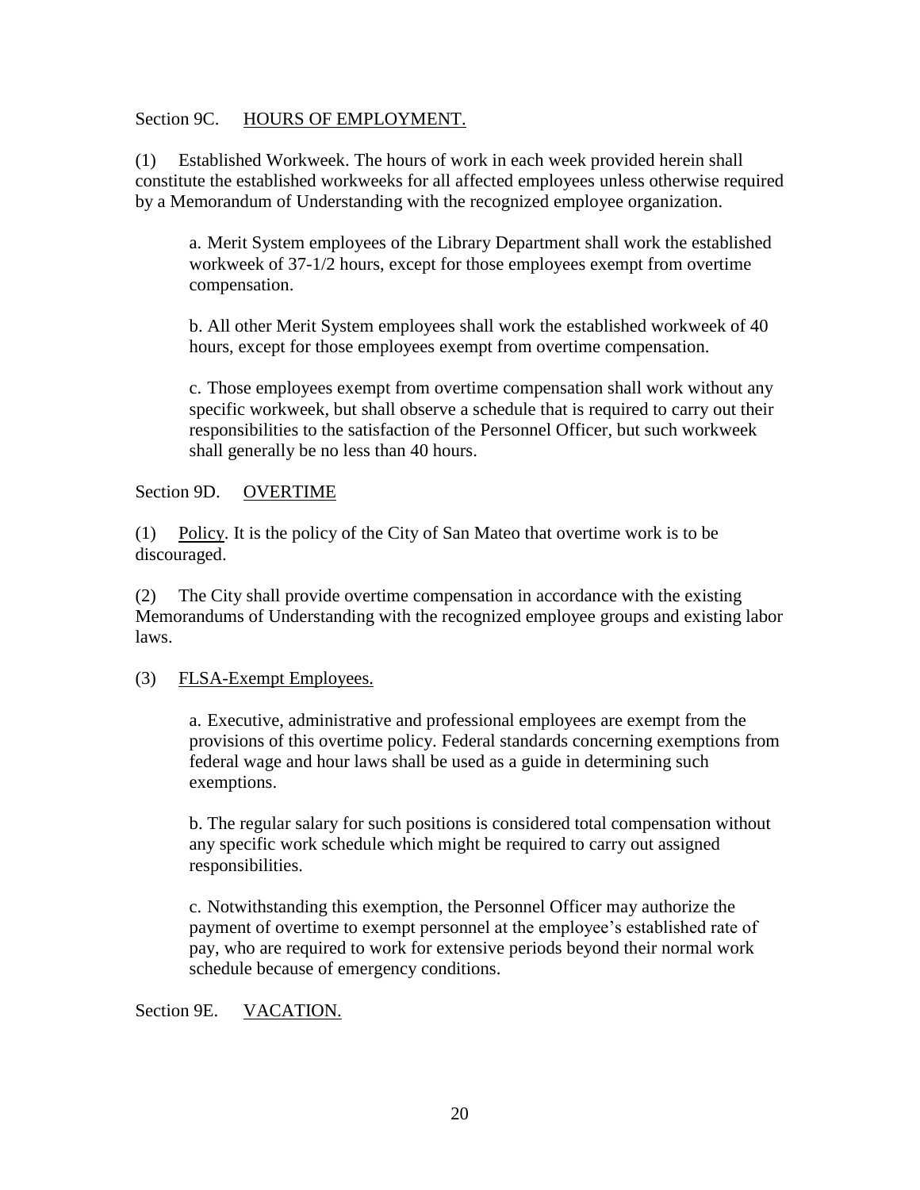Section 9C. HOURS OF EMPLOYMENT.

(1) Established Workweek. The hours of work in each week provided herein shall constitute the established workweeks for all affected employees unless otherwise required by a Memorandum of Understanding with the recognized employee organization.

a. Merit System employees of the Library Department shall work the established workweek of 37-1/2 hours, except for those employees exempt from overtime compensation.

b. All other Merit System employees shall work the established workweek of 40 hours, except for those employees exempt from overtime compensation.

c. Those employees exempt from overtime compensation shall work without any specific workweek, but shall observe a schedule that is required to carry out their responsibilities to the satisfaction of the Personnel Officer, but such workweek shall generally be no less than 40 hours.

Section 9D. OVERTIME

(1) Policy. It is the policy of the City of San Mateo that overtime work is to be discouraged.

(2) The City shall provide overtime compensation in accordance with the existing Memorandums of Understanding with the recognized employee groups and existing labor laws.

(3) FLSA-Exempt Employees.

a. Executive, administrative and professional employees are exempt from the provisions of this overtime policy. Federal standards concerning exemptions from federal wage and hour laws shall be used as a guide in determining such exemptions.

b. The regular salary for such positions is considered total compensation without any specific work schedule which might be required to carry out assigned responsibilities.

c. Notwithstanding this exemption, the Personnel Officer may authorize the payment of overtime to exempt personnel at the employee's established rate of pay, who are required to work for extensive periods beyond their normal work schedule because of emergency conditions.

Section 9E. VACATION.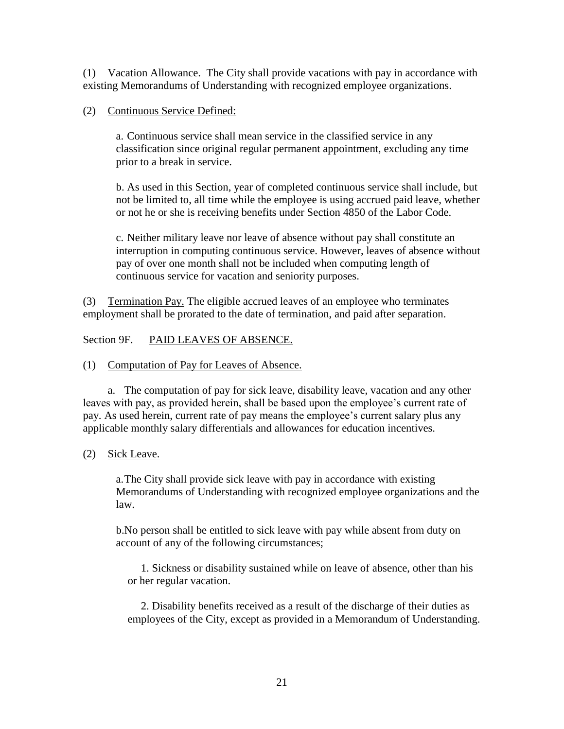(1) Vacation Allowance. The City shall provide vacations with pay in accordance with existing Memorandums of Understanding with recognized employee organizations.

(2) Continuous Service Defined:

a. Continuous service shall mean service in the classified service in any classification since original regular permanent appointment, excluding any time prior to a break in service.

b. As used in this Section, year of completed continuous service shall include, but not be limited to, all time while the employee is using accrued paid leave, whether or not he or she is receiving benefits under Section 4850 of the Labor Code.

c. Neither military leave nor leave of absence without pay shall constitute an interruption in computing continuous service. However, leaves of absence without pay of over one month shall not be included when computing length of continuous service for vacation and seniority purposes.

(3) Termination Pay. The eligible accrued leaves of an employee who terminates employment shall be prorated to the date of termination, and paid after separation.

Section 9F. PAID LEAVES OF ABSENCE.

(1) Computation of Pay for Leaves of Absence.

a. The computation of pay for sick leave, disability leave, vacation and any other leaves with pay, as provided herein, shall be based upon the employee's current rate of pay. As used herein, current rate of pay means the employee's current salary plus any applicable monthly salary differentials and allowances for education incentives.

(2) Sick Leave.

a. The City shall provide sick leave with pay in accordance with existing Memorandums of Understanding with recognized employee organizations and the law.

b. No person shall be entitled to sick leave with pay while absent from duty on account of any of the following circumstances;

1. Sickness or disability sustained while on leave of absence, other than his or her regular vacation.

2. Disability benefits received as a result of the discharge of their duties as employees of the City, except as provided in a Memorandum of Understanding.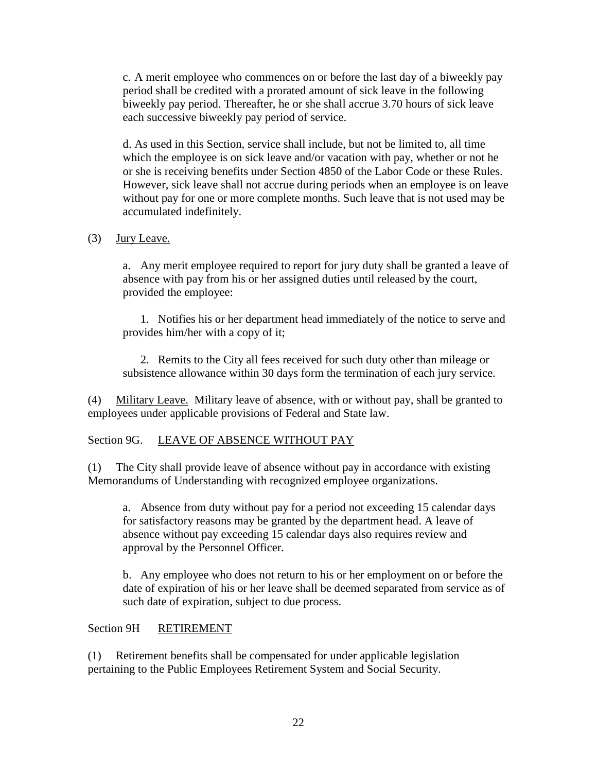c. A merit employee who commences on or before the last day of a biweekly pay period shall be credited with a prorated amount of sick leave in the following biweekly pay period. Thereafter, he or she shall accrue 3.70 hours of sick leave each successive biweekly pay period of service.

d. As used in this Section, service shall include, but not be limited to, all time which the employee is on sick leave and/or vacation with pay, whether or not he or she is receiving benefits under Section 4850 of the Labor Code or these Rules. However, sick leave shall not accrue during periods when an employee is on leave without pay for one or more complete months. Such leave that is not used may be accumulated indefinitely.

(3) Jury Leave.

a. Any merit employee required to report for jury duty shall be granted a leave of absence with pay from his or her assigned duties until released by the court, provided the employee:

1. Notifies his or her department head immediately of the notice to serve and provides him/her with a copy of it;

2. Remits to the City all fees received for such duty other than mileage or subsistence allowance within 30 days form the termination of each jury service.

(4) Military Leave. Military leave of absence, with or without pay, shall be granted to employees under applicable provisions of Federal and State law.

Section 9G. LEAVE OF ABSENCE WITHOUT PAY

(1) The City shall provide leave of absence without pay in accordance with existing Memorandums of Understanding with recognized employee organizations.

a. Absence from duty without pay for a period not exceeding 15 calendar days for satisfactory reasons may be granted by the department head. A leave of absence without pay exceeding 15 calendar days also requires review and approval by the Personnel Officer.

b. Any employee who does not return to his or her employment on or before the date of expiration of his or her leave shall be deemed separated from service as of such date of expiration, subject to due process.

Section 9H RETIREMENT

(1) Retirement benefits shall be compensated for under applicable legislation pertaining to the Public Employees Retirement System and Social Security.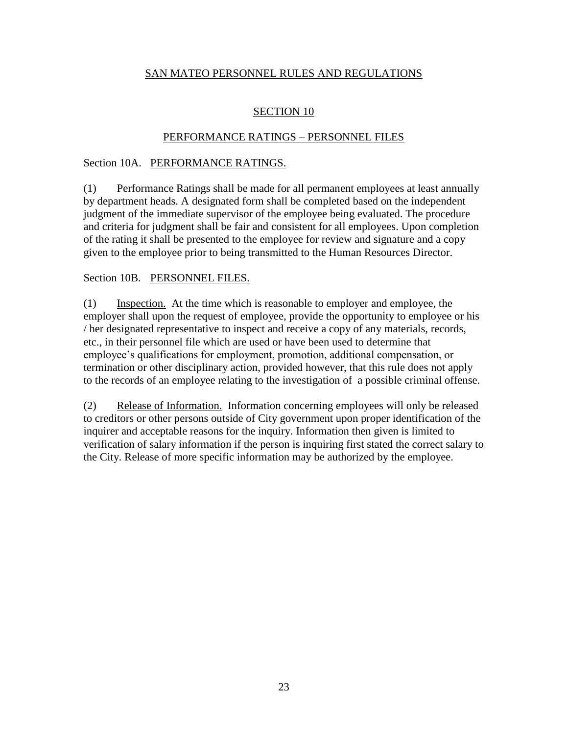## SAN MATEO PERSONNEL RULES AND REGULATIONS

## SECTION 10

## PERFORMANCE RATINGS – PERSONNEL FILES

### Section 10A. PERFORMANCE RATINGS.

(1) Performance Ratings shall be made for all permanent employees at least annually by department heads. A designated form shall be completed based on the independent judgment of the immediate supervisor of the employee being evaluated. The procedure and criteria for judgment shall be fair and consistent for all employees. Upon completion of the rating it shall be presented to the employee for review and signature and a copy given to the employee prior to being transmitted to the Human Resources Director.

### Section 10B. PERSONNEL FILES.

(1) Inspection. At the time which is reasonable to employer and employee, the employer shall upon the request of employee, provide the opportunity to employee or his / her designated representative to inspect and receive a copy of any materials, records, etc., in their personnel file which are used or have been used to determine that employee's qualifications for employment, promotion, additional compensation, or termination or other disciplinary action, provided however, that this rule does not apply to the records of an employee relating to the investigation of a possible criminal offense.

(2) Release of Information. Information concerning employees will only be released to creditors or other persons outside of City government upon proper identification of the inquirer and acceptable reasons for the inquiry. Information then given is limited to verification of salary information if the person is inquiring first stated the correct salary to the City. Release of more specific information may be authorized by the employee.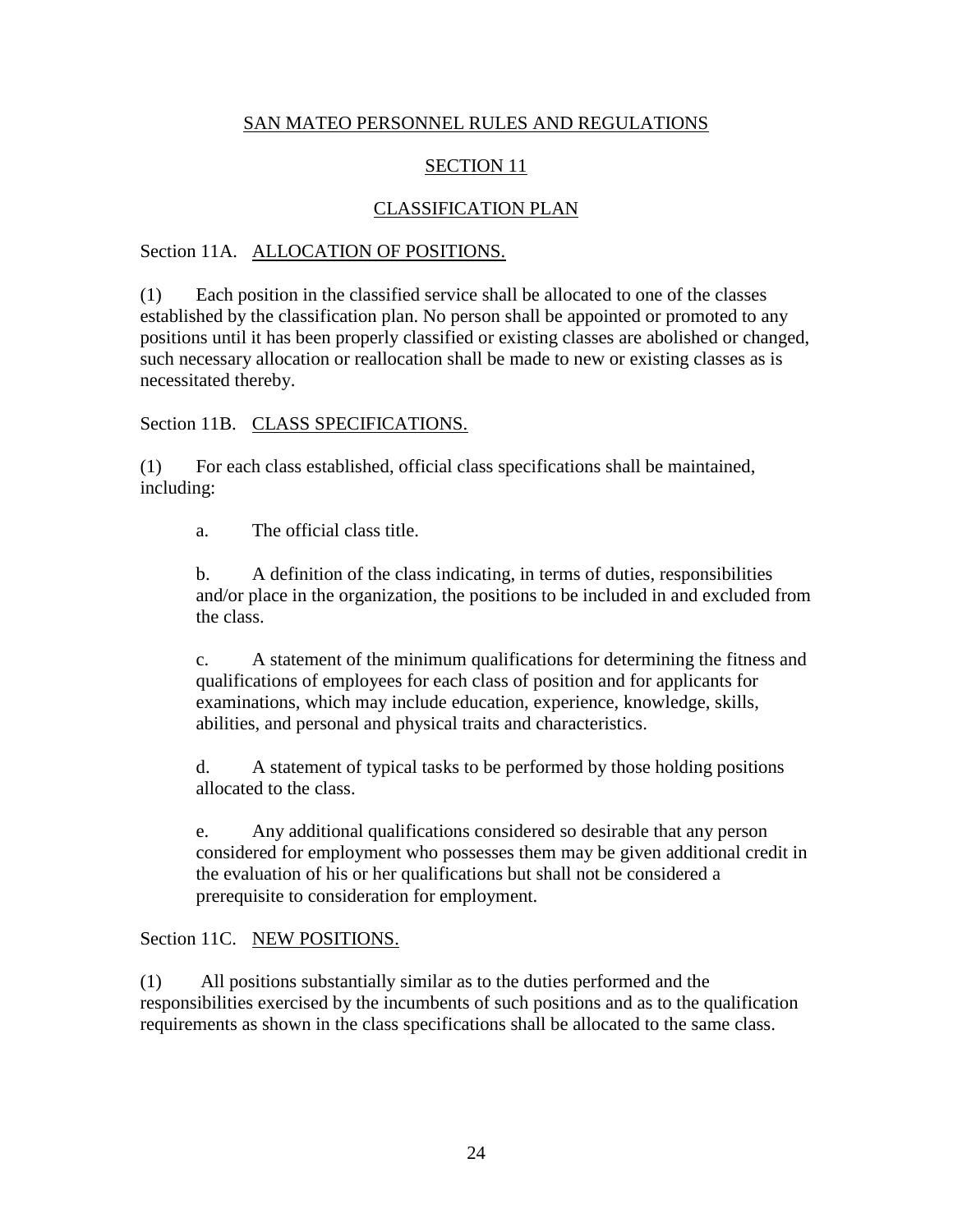# SAN MATEO PERSONNEL RULES AND REGULATIONS

## SECTION 11

## CLASSIFICATION PLAN

### Section 11A. ALLOCATION OF POSITIONS.

(1) Each position in the classified service shall be allocated to one of the classes established by the classification plan. No person shall be appointed or promoted to any positions until it has been properly classified or existing classes are abolished or changed, such necessary allocation or reallocation shall be made to new or existing classes as is necessitated thereby.

### Section 11B. CLASS SPECIFICATIONS.

(1) For each class established, official class specifications shall be maintained, including:

a. The official class title.

b. A definition of the class indicating, in terms of duties, responsibilities and/or place in the organization, the positions to be included in and excluded from the class.

c. A statement of the minimum qualifications for determining the fitness and qualifications of employees for each class of position and for applicants for examinations, which may include education, experience, knowledge, skills, abilities, and personal and physical traits and characteristics.

d. A statement of typical tasks to be performed by those holding positions allocated to the class.

e. Any additional qualifications considered so desirable that any person considered for employment who possesses them may be given additional credit in the evaluation of his or her qualifications but shall not be considered a prerequisite to consideration for employment.

### Section 11C. NEW POSITIONS.

(1) All positions substantially similar as to the duties performed and the responsibilities exercised by the incumbents of such positions and as to the qualification requirements as shown in the class specifications shall be allocated to the same class.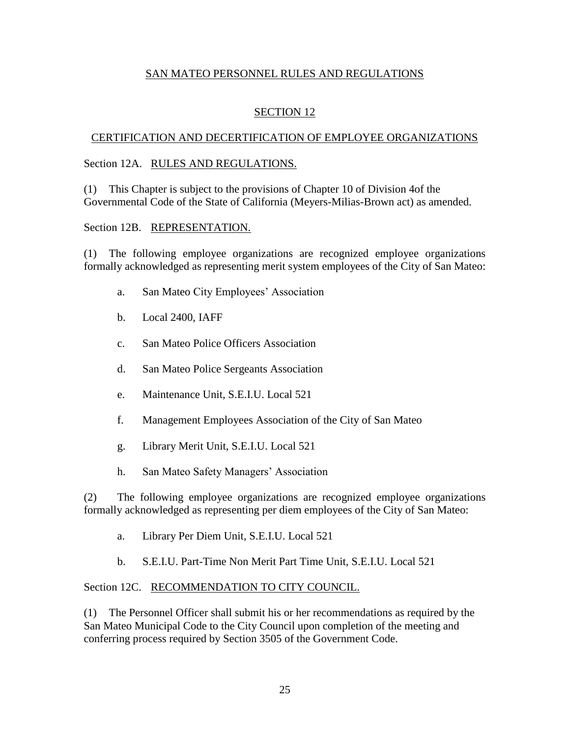SAN MATEO PERSONNEL RULES AND REGULATIONS

# SECTION 12

## CERTIFICATION AND DECERTIFICATION OF EMPLOYEE ORGANIZATIONS

### Section 12A. RULES AND REGULATIONS.

(1) This Chapter is subject to the provisions of Chapter 10 of Division 4of the Governmental Code of the State of California (Meyers-Milias-Brown act) as amended.

### Section 12B. REPRESENTATION.

(1) The following employee organizations are recognized employee organizations formally acknowledged as representing merit system employees of the City of San Mateo:

a. San Mateo City Employees' Association

b. Local 2400, IAFF

c. San Mateo Police Officers Association

d. San Mateo Police Sergeants Association

e. Maintenance Unit, S.E.I.U. Local 521

f. Management Employees Association of the City of San Mateo

g. Library Merit Unit, S.E.I.U. Local 521

h. San Mateo Safety Managers' Association

(2) The following employee organizations are recognized employee organizations formally acknowledged as representing per diem employees of the City of San Mateo:

a. Library Per Diem Unit, S.E.I.U. Local 521

b. S.E.I.U. Part-Time Non Merit Part Time Unit, S.E.I.U. Local 521

### Section 12C. RECOMMENDATION TO CITY COUNCIL.

(1) The Personnel Officer shall submit his or her recommendations as required by the San Mateo Municipal Code to the City Council upon completion of the meeting and conferring process required by Section 3505 of the Government Code.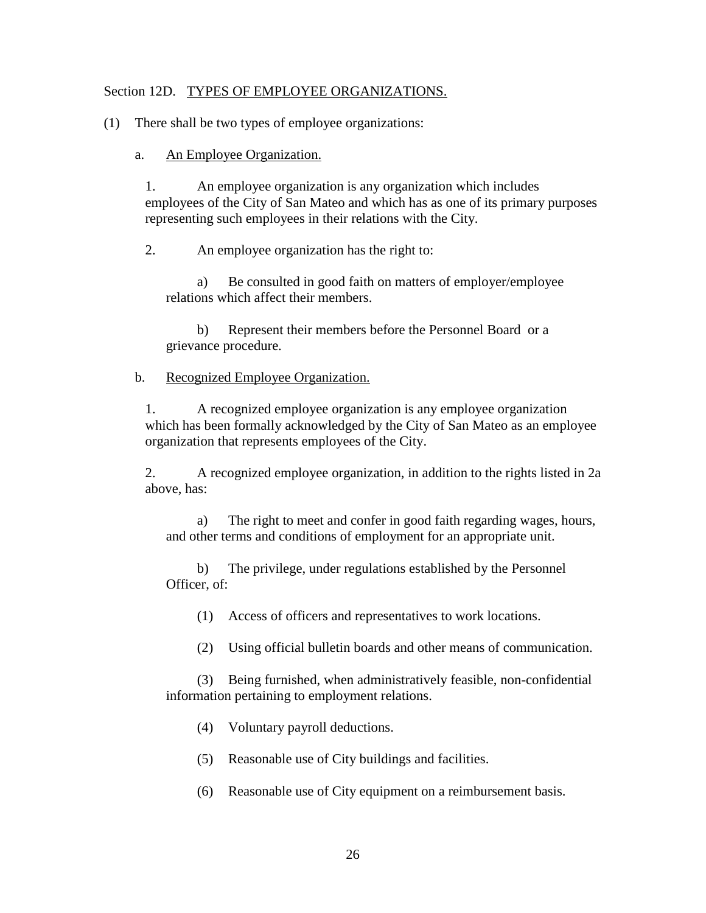Section 12D. <u>TYPES OF EMPLOYEE ORGANIZATIONS.</u>

(1) There shall be two types of employee organizations:

a. <u>An Employee Organization.</u>

1. An employee organization is any organization which includes employees of the City of San Mateo and which has as one of its primary purposes representing such employees in their relations with the City.

2. An employee organization has the right to:

a) Be consulted in good faith on matters of employer/employee relations which affect their members.

b) Represent their members before the Personnel Board or a grievance procedure.

b. <u>Recognized Employee Organization.</u>

1. A recognized employee organization is any employee organization which has been formally acknowledged by the City of San Mateo as an employee organization that represents employees of the City.

2. A recognized employee organization, in addition to the rights listed in 2a above, has:

a) The right to meet and confer in good faith regarding wages, hours, and other terms and conditions of employment for an appropriate unit.

b) The privilege, under regulations established by the Personnel Officer, of:

(1) Access of officers and representatives to work locations.

(2) Using official bulletin boards and other means of communication.

(3) Being furnished, when administratively feasible, non-confidential information pertaining to employment relations.

(4) Voluntary payroll deductions.

(5) Reasonable use of City buildings and facilities.

(6) Reasonable use of City equipment on a reimbursement basis.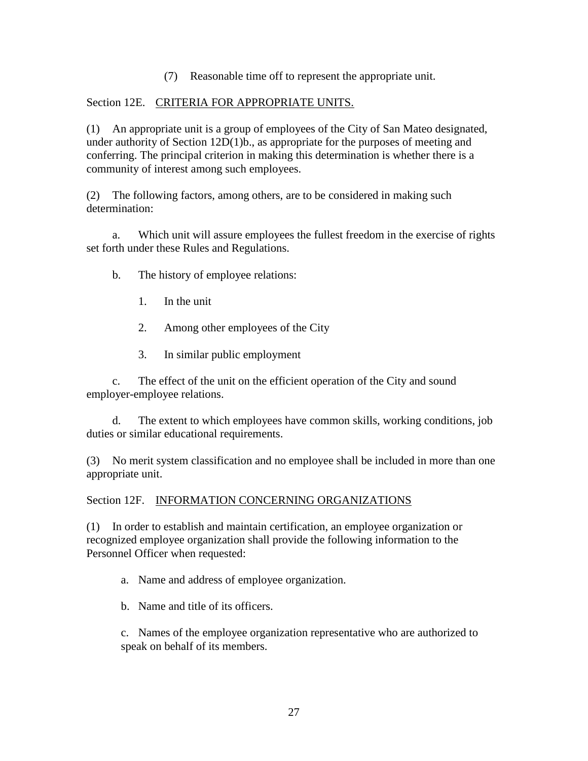(7) Reasonable time off to represent the appropriate unit.

Section 12E. <u>CRITERIA FOR APPROPRIATE UNITS.</u>

(1) An appropriate unit is a group of employees of the City of San Mateo designated, under authority of Section 12D(1)b., as appropriate for the purposes of meeting and conferring. The principal criterion in making this determination is whether there is a community of interest among such employees.

(2) The following factors, among others, are to be considered in making such determination:

a. Which unit will assure employees the fullest freedom in the exercise of rights set forth under these Rules and Regulations.

b. The history of employee relations:

1. In the unit

2. Among other employees of the City

3. In similar public employment

c. The effect of the unit on the efficient operation of the City and sound employer-employee relations.

d. The extent to which employees have common skills, working conditions, job duties or similar educational requirements.

(3) No merit system classification and no employee shall be included in more than one appropriate unit.

Section 12F. <u>INFORMATION CONCERNING ORGANIZATIONS</u>

(1) In order to establish and maintain certification, an employee organization or recognized employee organization shall provide the following information to the Personnel Officer when requested:

a. Name and address of employee organization.

b. Name and title of its officers.

c. Names of the employee organization representative who are authorized to speak on behalf of its members.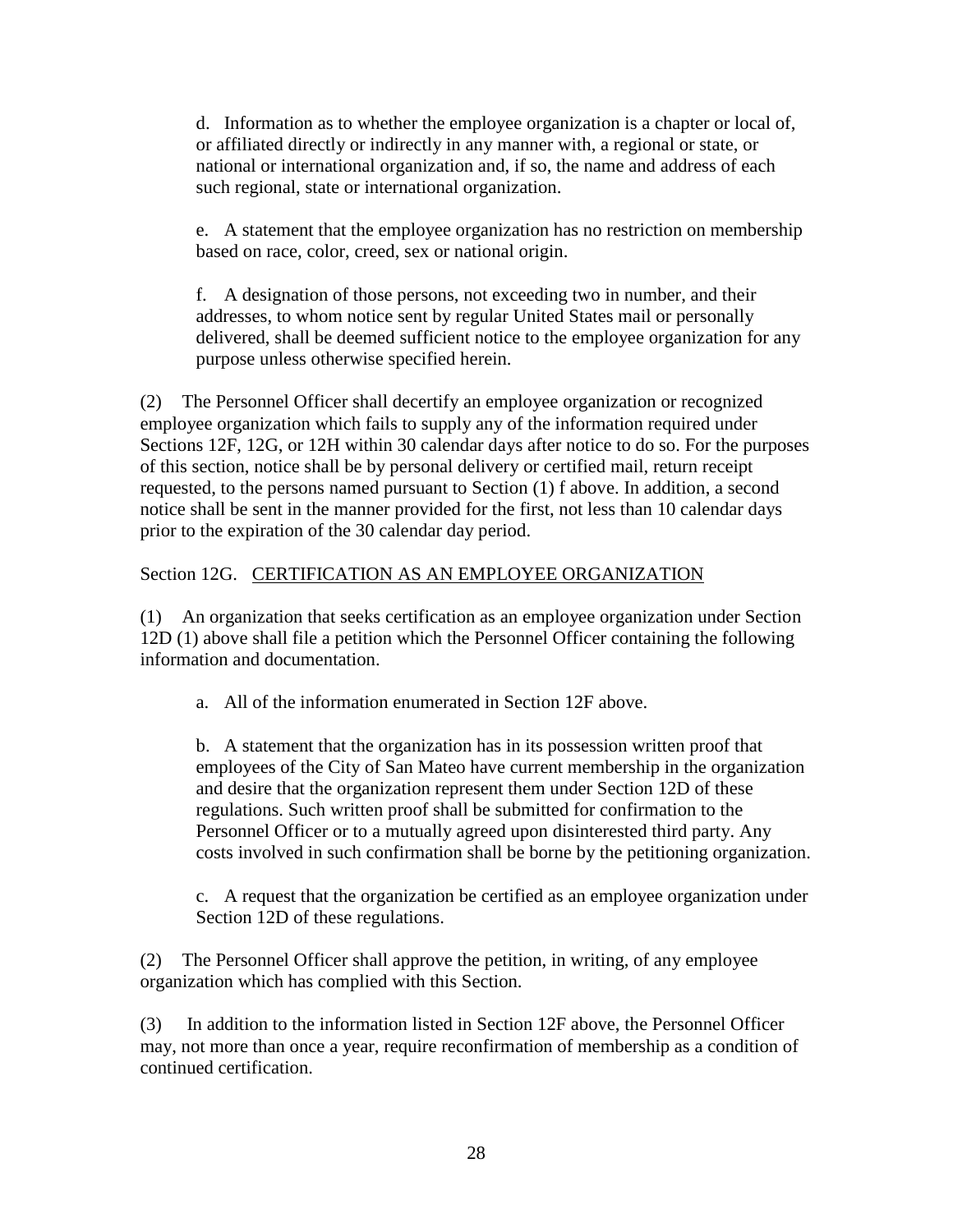d. Information as to whether the employee organization is a chapter or local of, or affiliated directly or indirectly in any manner with, a regional or state, or national or international organization and, if so, the name and address of each such regional, state or international organization.

e. A statement that the employee organization has no restriction on membership based on race, color, creed, sex or national origin.

f. A designation of those persons, not exceeding two in number, and their addresses, to whom notice sent by regular United States mail or personally delivered, shall be deemed sufficient notice to the employee organization for any purpose unless otherwise specified herein.

(2) The Personnel Officer shall decertify an employee organization or recognized employee organization which fails to supply any of the information required under Sections 12F, 12G, or 12H within 30 calendar days after notice to do so. For the purposes of this section, notice shall be by personal delivery or certified mail, return receipt requested, to the persons named pursuant to Section (1) f above. In addition, a second notice shall be sent in the manner provided for the first, not less than 10 calendar days prior to the expiration of the 30 calendar day period.

Section 12G. <u>CERTIFICATION AS AN EMPLOYEE ORGANIZATION</u>

(1) An organization that seeks certification as an employee organization under Section 12D (1) above shall file a petition which the Personnel Officer containing the following information and documentation.

a. All of the information enumerated in Section 12F above.

b. A statement that the organization has in its possession written proof that employees of the City of San Mateo have current membership in the organization and desire that the organization represent them under Section 12D of these regulations. Such written proof shall be submitted for confirmation to the Personnel Officer or to a mutually agreed upon disinterested third party. Any costs involved in such confirmation shall be borne by the petitioning organization.

c. A request that the organization be certified as an employee organization under Section 12D of these regulations.

(2) The Personnel Officer shall approve the petition, in writing, of any employee organization which has complied with this Section.

(3) In addition to the information listed in Section 12F above, the Personnel Officer may, not more than once a year, require reconfirmation of membership as a condition of continued certification.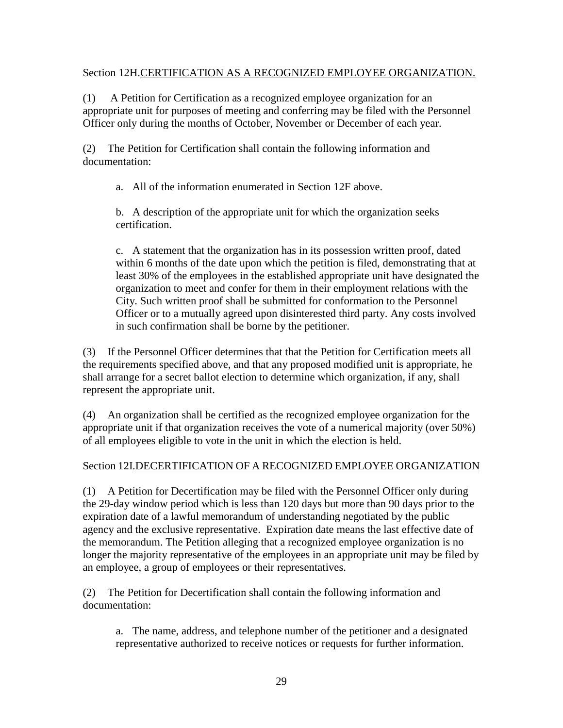Section 12H. CERTIFICATION AS A RECOGNIZED EMPLOYEE ORGANIZATION.

(1) A Petition for Certification as a recognized employee organization for an appropriate unit for purposes of meeting and conferring may be filed with the Personnel Officer only during the months of October, November or December of each year.

(2) The Petition for Certification shall contain the following information and documentation:

a. All of the information enumerated in Section 12F above.

b. A description of the appropriate unit for which the organization seeks certification.

c. A statement that the organization has in its possession written proof, dated within 6 months of the date upon which the petition is filed, demonstrating that at least 30% of the employees in the established appropriate unit have designated the organization to meet and confer for them in their employment relations with the City. Such written proof shall be submitted for conformation to the Personnel Officer or to a mutually agreed upon disinterested third party. Any costs involved in such confirmation shall be borne by the petitioner.

(3) If the Personnel Officer determines that that the Petition for Certification meets all the requirements specified above, and that any proposed modified unit is appropriate, he shall arrange for a secret ballot election to determine which organization, if any, shall represent the appropriate unit.

(4) An organization shall be certified as the recognized employee organization for the appropriate unit if that organization receives the vote of a numerical majority (over 50%) of all employees eligible to vote in the unit in which the election is held.

Section 12I. DECERTIFICATION OF A RECOGNIZED EMPLOYEE ORGANIZATION

(1) A Petition for Decertification may be filed with the Personnel Officer only during the 29-day window period which is less than 120 days but more than 90 days prior to the expiration date of a lawful memorandum of understanding negotiated by the public agency and the exclusive representative. Expiration date means the last effective date of the memorandum. The Petition alleging that a recognized employee organization is no longer the majority representative of the employees in an appropriate unit may be filed by an employee, a group of employees or their representatives.

(2) The Petition for Decertification shall contain the following information and documentation:

a. The name, address, and telephone number of the petitioner and a designated representative authorized to receive notices or requests for further information.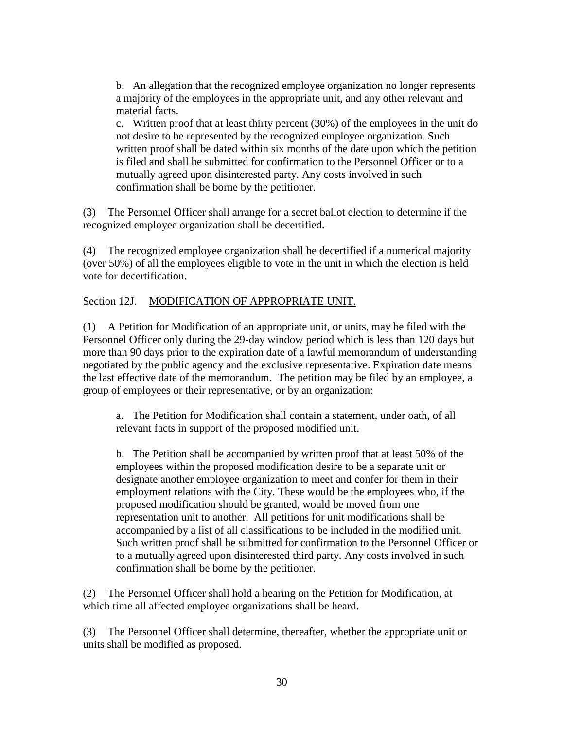b. An allegation that the recognized employee organization no longer represents a majority of the employees in the appropriate unit, and any other relevant and material facts.

c. Written proof that at least thirty percent (30%) of the employees in the unit do not desire to be represented by the recognized employee organization. Such written proof shall be dated within six months of the date upon which the petition is filed and shall be submitted for confirmation to the Personnel Officer or to a mutually agreed upon disinterested party. Any costs involved in such confirmation shall be borne by the petitioner.

(3) The Personnel Officer shall arrange for a secret ballot election to determine if the recognized employee organization shall be decertified.

(4) The recognized employee organization shall be decertified if a numerical majority (over 50%) of all the employees eligible to vote in the unit in which the election is held vote for decertification.

Section 12J. <u>MODIFICATION OF APPROPRIATE UNIT.</u>

(1) A Petition for Modification of an appropriate unit, or units, may be filed with the Personnel Officer only during the 29-day window period which is less than 120 days but more than 90 days prior to the expiration date of a lawful memorandum of understanding negotiated by the public agency and the exclusive representative. Expiration date means the last effective date of the memorandum. The petition may be filed by an employee, a group of employees or their representative, or by an organization:

a. The Petition for Modification shall contain a statement, under oath, of all relevant facts in support of the proposed modified unit.

b. The Petition shall be accompanied by written proof that at least 50% of the employees within the proposed modification desire to be a separate unit or designate another employee organization to meet and confer for them in their employment relations with the City. These would be the employees who, if the proposed modification should be granted, would be moved from one representation unit to another. All petitions for unit modifications shall be accompanied by a list of all classifications to be included in the modified unit. Such written proof shall be submitted for confirmation to the Personnel Officer or to a mutually agreed upon disinterested third party. Any costs involved in such confirmation shall be borne by the petitioner.

(2) The Personnel Officer shall hold a hearing on the Petition for Modification, at which time all affected employee organizations shall be heard.

(3) The Personnel Officer shall determine, thereafter, whether the appropriate unit or units shall be modified as proposed.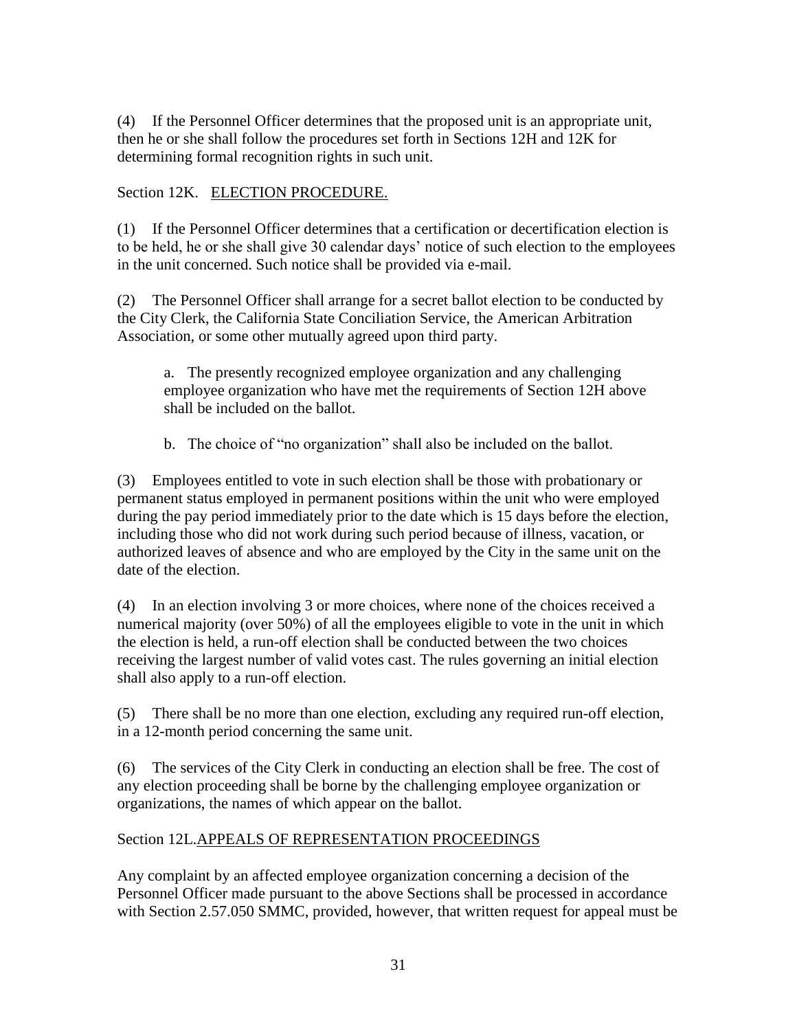(4) If the Personnel Officer determines that the proposed unit is an appropriate unit, then he or she shall follow the procedures set forth in Sections 12H and 12K for determining formal recognition rights in such unit.

Section 12K. <u>ELECTION PROCEDURE.</u>

(1) If the Personnel Officer determines that a certification or decertification election is to be held, he or she shall give 30 calendar days' notice of such election to the employees in the unit concerned. Such notice shall be provided via e-mail.

(2) The Personnel Officer shall arrange for a secret ballot election to be conducted by the City Clerk, the California State Conciliation Service, the American Arbitration Association, or some other mutually agreed upon third party.

> a. The presently recognized employee organization and any challenging employee organization who have met the requirements of Section 12H above shall be included on the ballot.
>
> b. The choice of "no organization" shall also be included on the ballot.

(3) Employees entitled to vote in such election shall be those with probationary or permanent status employed in permanent positions within the unit who were employed during the pay period immediately prior to the date which is 15 days before the election, including those who did not work during such period because of illness, vacation, or authorized leaves of absence and who are employed by the City in the same unit on the date of the election.

(4) In an election involving 3 or more choices, where none of the choices received a numerical majority (over 50%) of all the employees eligible to vote in the unit in which the election is held, a run-off election shall be conducted between the two choices receiving the largest number of valid votes cast. The rules governing an initial election shall also apply to a run-off election.

(5) There shall be no more than one election, excluding any required run-off election, in a 12-month period concerning the same unit.

(6) The services of the City Clerk in conducting an election shall be free. The cost of any election proceeding shall be borne by the challenging employee organization or organizations, the names of which appear on the ballot.

Section 12L.<u>APPEALS OF REPRESENTATION PROCEEDINGS</u>

Any complaint by an affected employee organization concerning a decision of the Personnel Officer made pursuant to the above Sections shall be processed in accordance with Section 2.57.050 SMMC, provided, however, that written request for appeal must be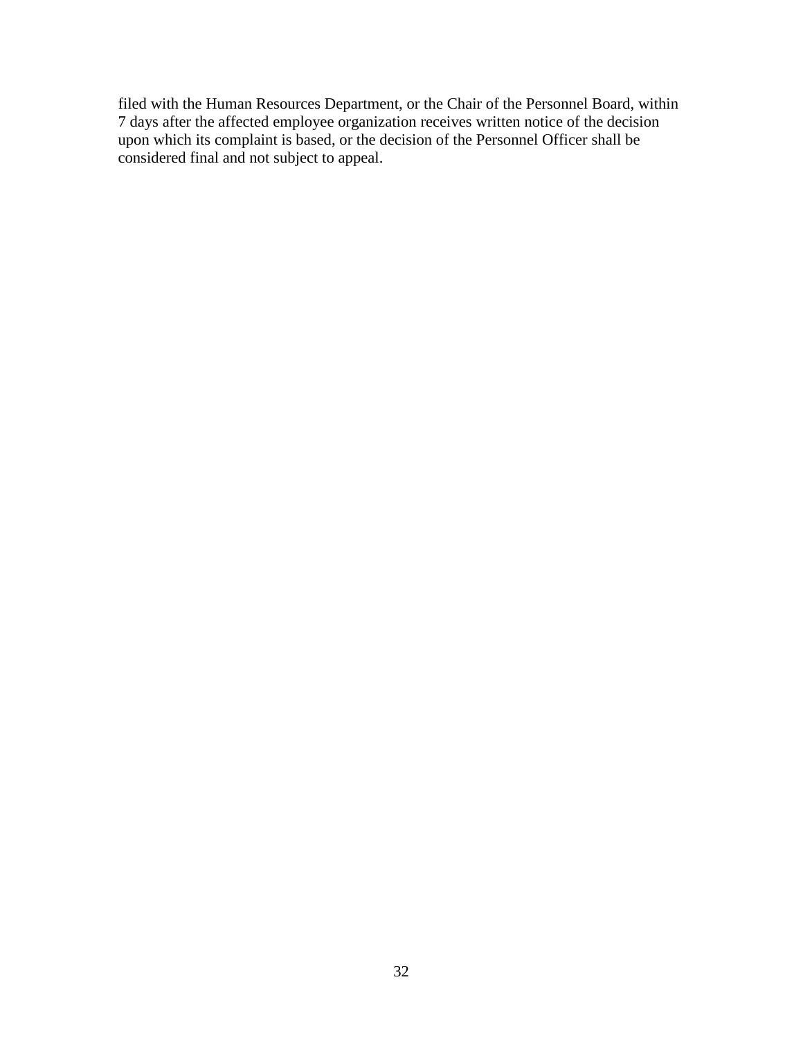filed with the Human Resources Department, or the Chair of the Personnel Board, within 7 days after the affected employee organization receives written notice of the decision upon which its complaint is based, or the decision of the Personnel Officer shall be considered final and not subject to appeal.